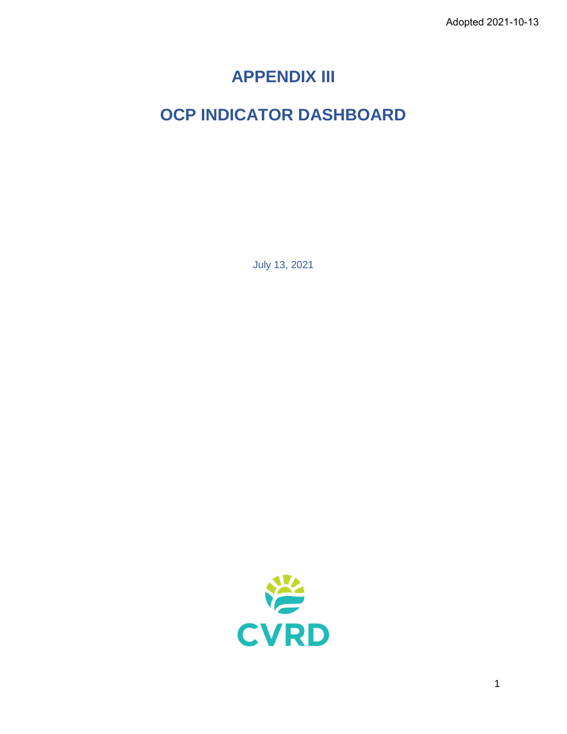Adopted 2021-10-13

# APPENDIX III

# OCP INDICATOR DASHBOARD

July 13, 2021

CVRD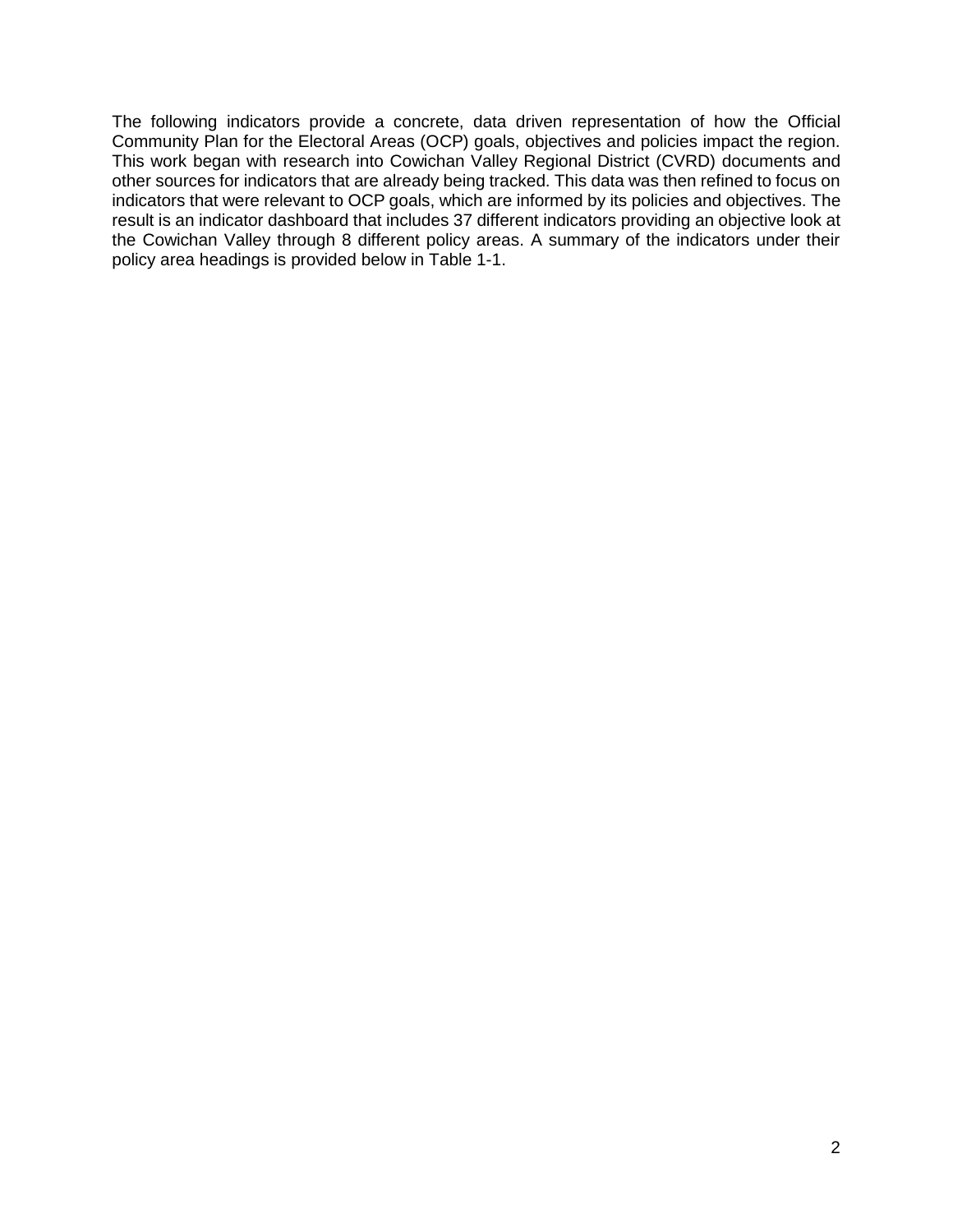The following indicators provide a concrete, data driven representation of how the Official Community Plan for the Electoral Areas (OCP) goals, objectives and policies impact the region. This work began with research into Cowichan Valley Regional District (CVRD) documents and other sources for indicators that are already being tracked. This data was then refined to focus on indicators that were relevant to OCP goals, which are informed by its policies and objectives. The result is an indicator dashboard that includes 37 different indicators providing an objective look at the Cowichan Valley through 8 different policy areas. A summary of the indicators under their policy area headings is provided below in Table 1-1.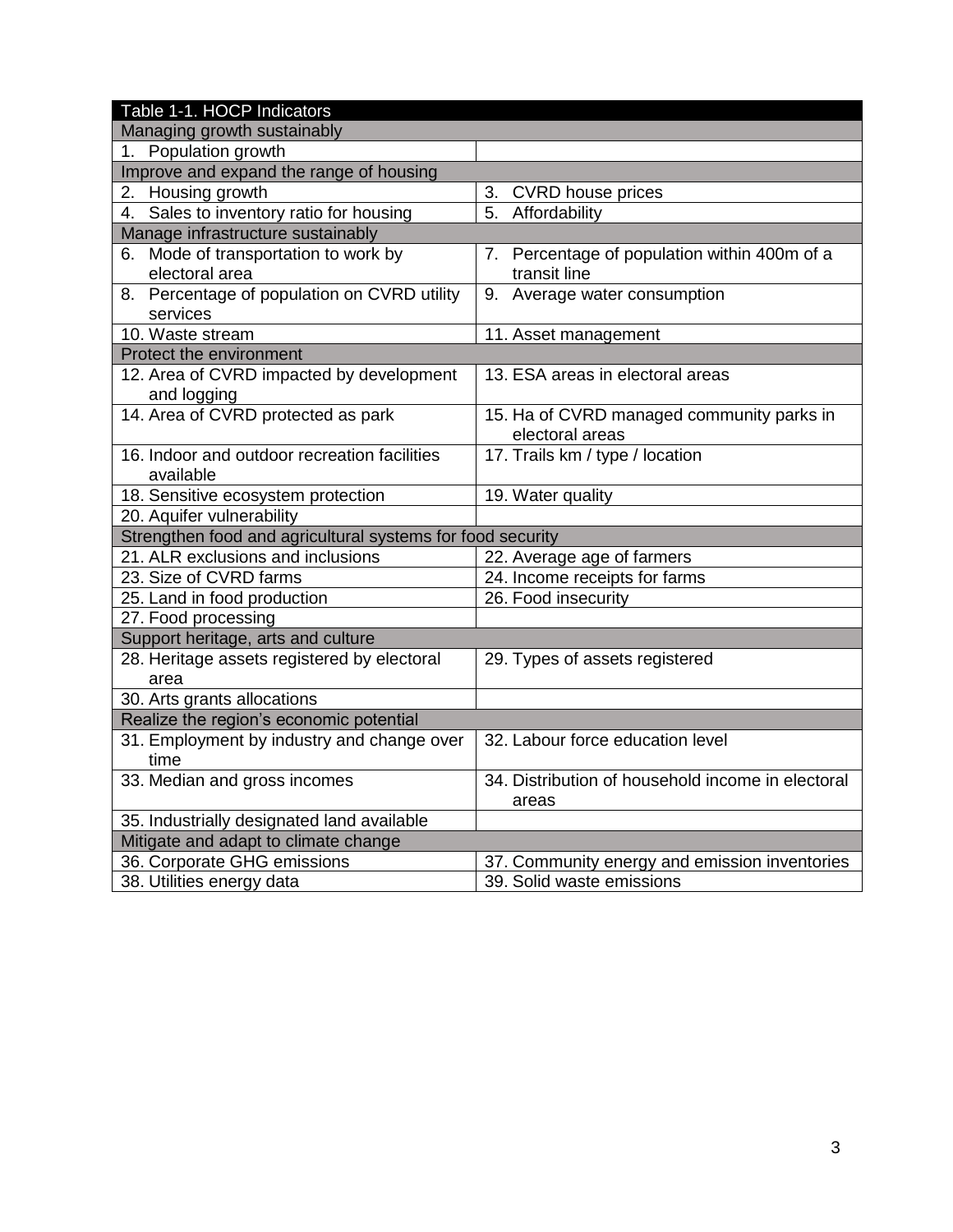| Table 1-1. HOCP Indicators | |
|---|---|
| Managing growth sustainably | |
| 1. Population growth | |
| Improve and expand the range of housing | |
| 2. Housing growth | 3. CVRD house prices |
| 4. Sales to inventory ratio for housing | 5. Affordability |
| Manage infrastructure sustainably | |
| 6. Mode of transportation to work by electoral area | 7. Percentage of population within 400m of a transit line |
| 8. Percentage of population on CVRD utility services | 9. Average water consumption |
| 10. Waste stream | 11. Asset management |
| Protect the environment | |
| 12. Area of CVRD impacted by development and logging | 13. ESA areas in electoral areas |
| 14. Area of CVRD protected as park | 15. Ha of CVRD managed community parks in electoral areas |
| 16. Indoor and outdoor recreation facilities available | 17. Trails km / type / location |
| 18. Sensitive ecosystem protection | 19. Water quality |
| 20. Aquifer vulnerability | |
| Strengthen food and agricultural systems for food security | |
| 21. ALR exclusions and inclusions | 22. Average age of farmers |
| 23. Size of CVRD farms | 24. Income receipts for farms |
| 25. Land in food production | 26. Food insecurity |
| 27. Food processing | |
| Support heritage, arts and culture | |
| 28. Heritage assets registered by electoral area | 29. Types of assets registered |
| 30. Arts grants allocations | |
| Realize the region's economic potential | |
| 31. Employment by industry and change over time | 32. Labour force education level |
| 33. Median and gross incomes | 34. Distribution of household income in electoral areas |
| 35. Industrially designated land available | |
| Mitigate and adapt to climate change | |
| 36. Corporate GHG emissions | 37. Community energy and emission inventories |
| 38. Utilities energy data | 39. Solid waste emissions |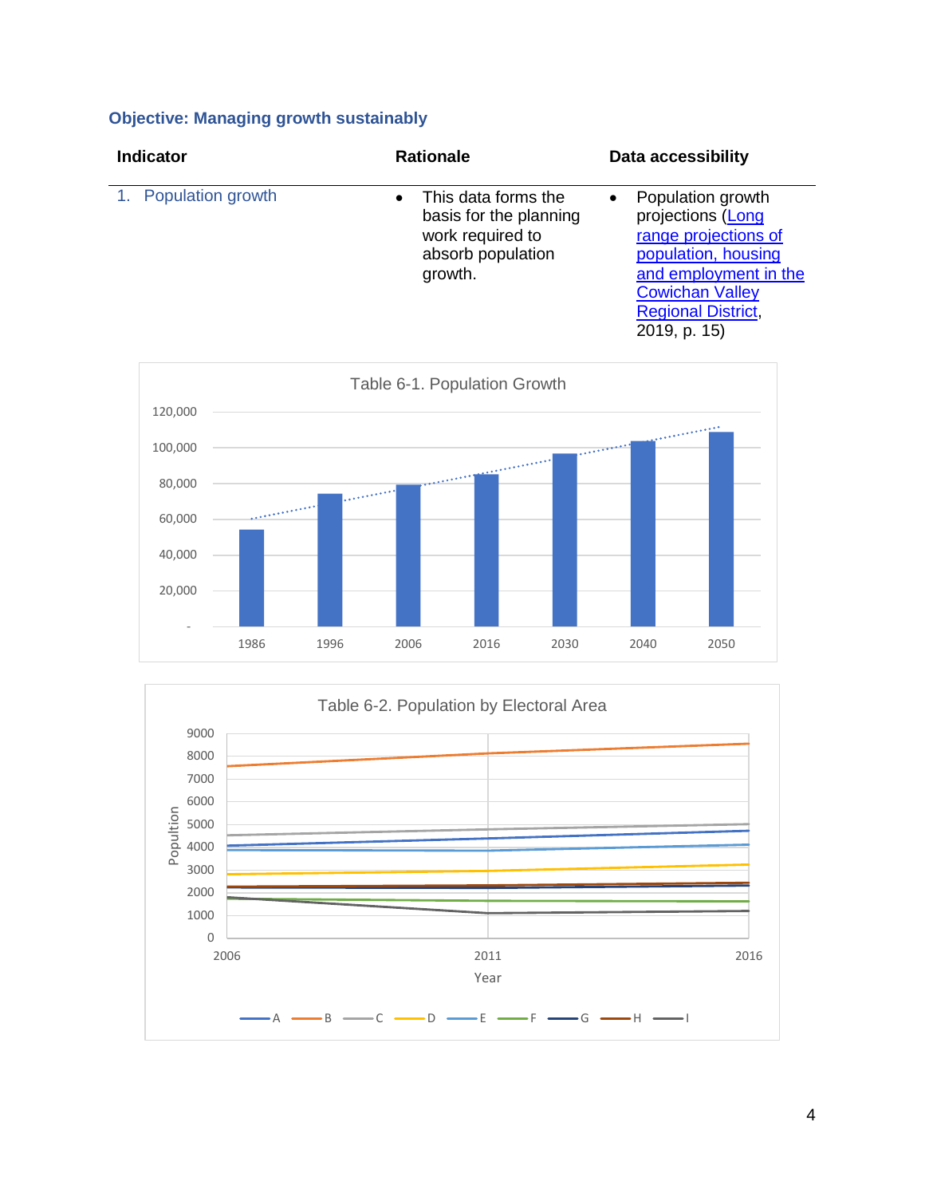### Objective: Managing growth sustainably

| Indicator | Rationale | Data accessibility |
|---|---|---|
| 1. Population growth | • This data forms the basis for the planning work required to absorb population growth. | • Population growth projections (Long range projections of population, housing and employment in the Cowichan Valley Regional District, 2019, p. 15) |

Table 6-1. Population Growth

Table 6-2. Population by Electoral Area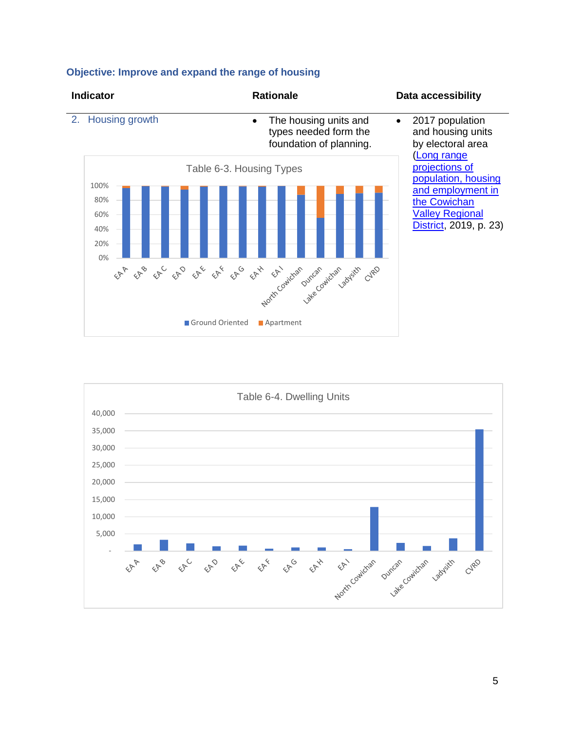### Objective: Improve and expand the range of housing

| Indicator | Rationale | Data accessibility |
|---|---|---|
| 2. Housing growth | • The housing units and types needed form the foundation of planning. | • 2017 population and housing units by electoral area (Long range projections of population, housing and employment in the Cowichan Valley Regional District, 2019, p. 23) |

Table 6-3. Housing Types

Table 6-4. Dwelling Units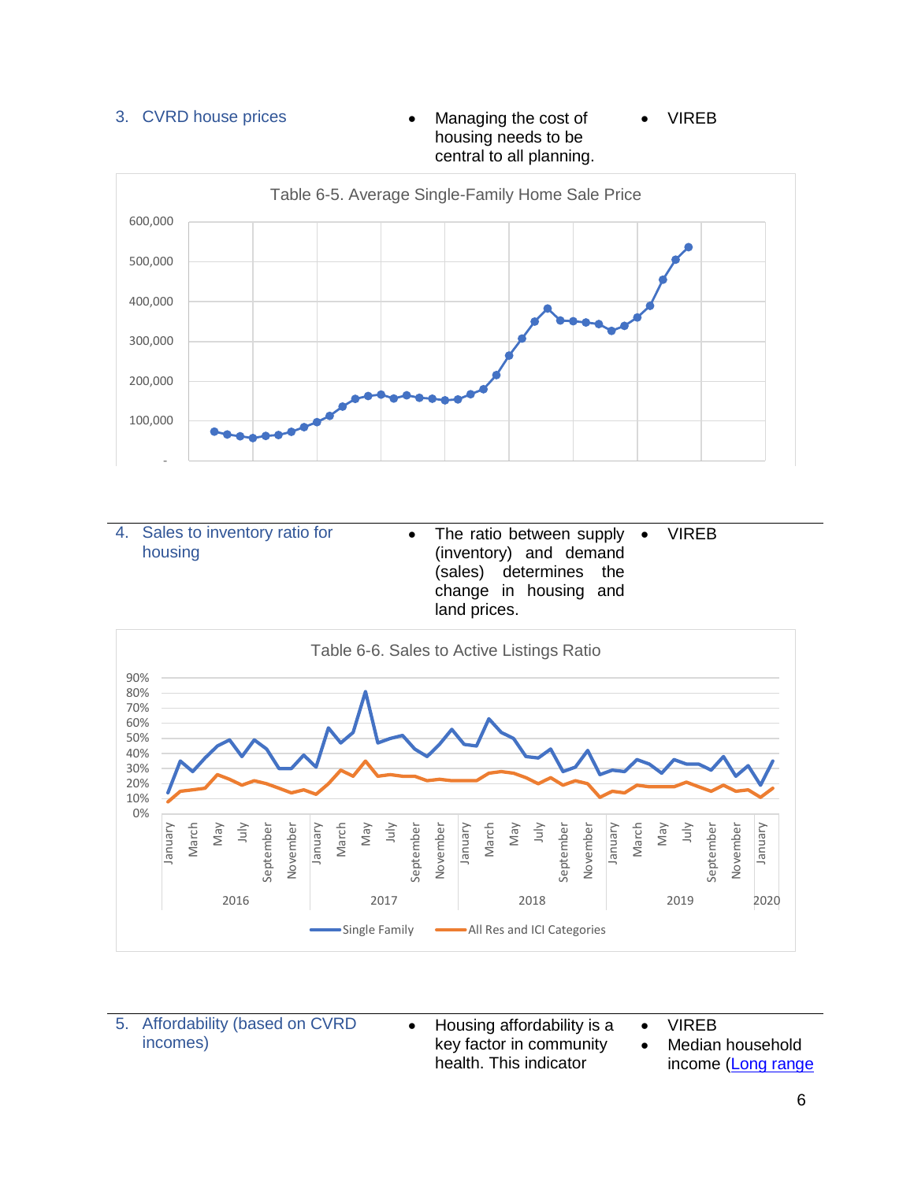| Indicator | Rationale | Source |
| --- | --- | --- |
| 3. CVRD house prices | • Managing the cost of housing needs to be central to all planning. | • VIREB |

Table 6-5. Average Single-Family Home Sale Price

| Indicator | Rationale | Source |
| --- | --- | --- |
| 4. Sales to inventory ratio for housing | • The ratio between supply (inventory) and demand (sales) determines the change in housing and land prices. | • VIREB |

Table 6-6. Sales to Active Listings Ratio

| Indicator | Rationale | Source |
| --- | --- | --- |
| 5. Affordability (based on CVRD incomes) | • Housing affordability is a key factor in community health. This indicator | • VIREB<br>• Median household income ([Long range |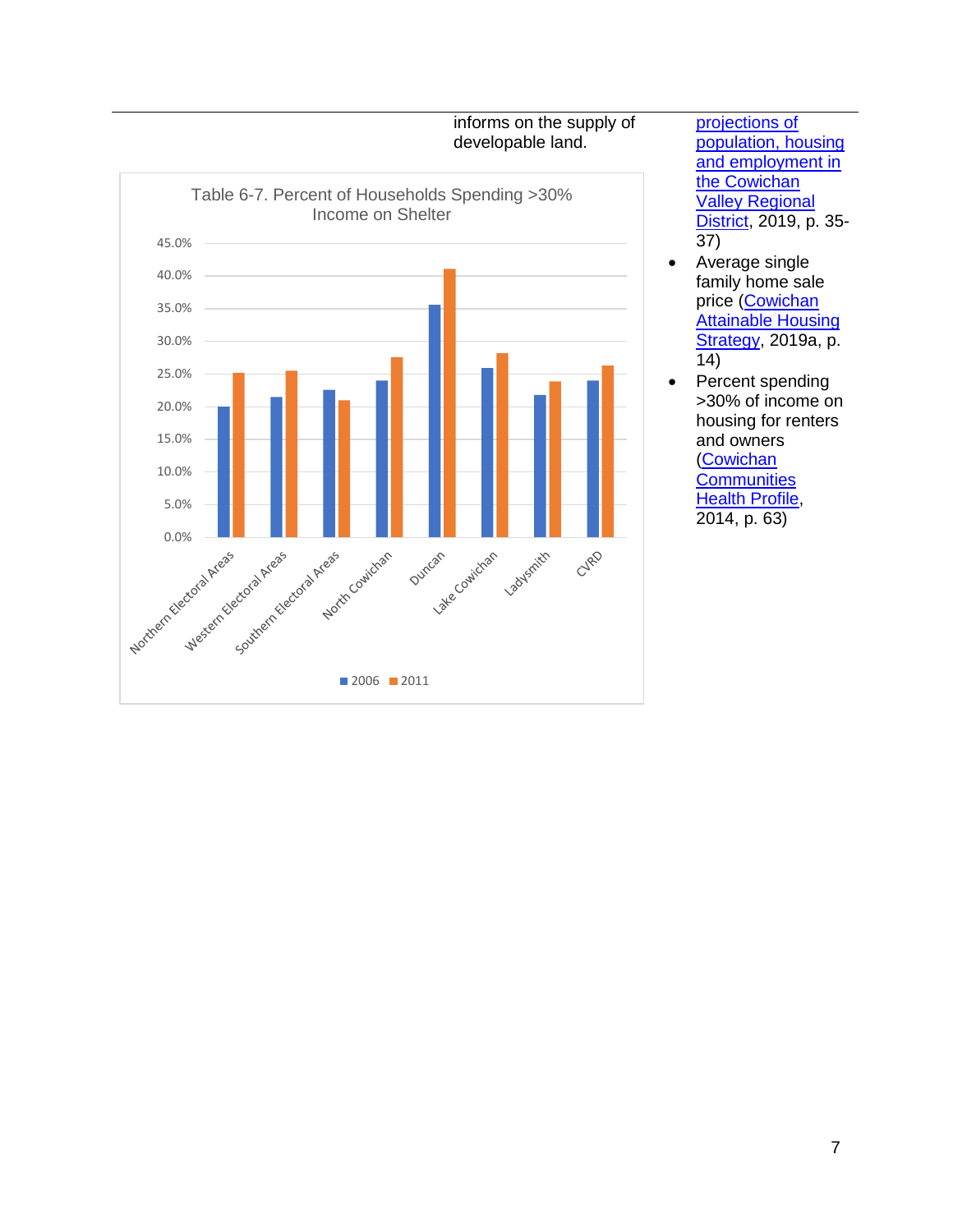| | informs on the supply of developable land. | [projections of population, housing and employment in the Cowichan Valley Regional District](), 2019, p. 35-37) <br>• Average single family home sale price ([Cowichan Attainable Housing Strategy](), 2019a, p. 14) <br>• Percent spending >30% of income on housing for renters and owners ([Cowichan Communities Health Profile](), 2014, p. 63) |
|---|---|---|

Table 6-7. Percent of Households Spending >30% Income on Shelter

| | 2006 | 2011 |
|---|---|---|
| Northern Electoral Areas | 20.0% | 25.1% |
| Western Electoral Areas | 21.4% | 25.5% |
| Southern Electoral Areas | 22.6% | 20.9% |
| North Cowichan | 24.0% | 27.6% |
| Duncan | 35.5% | 41.0% |
| Lake Cowichan | 25.9% | 28.1% |
| Ladysmith | 21.8% | 23.9% |
| CVRD | 24.0% | 26.2% |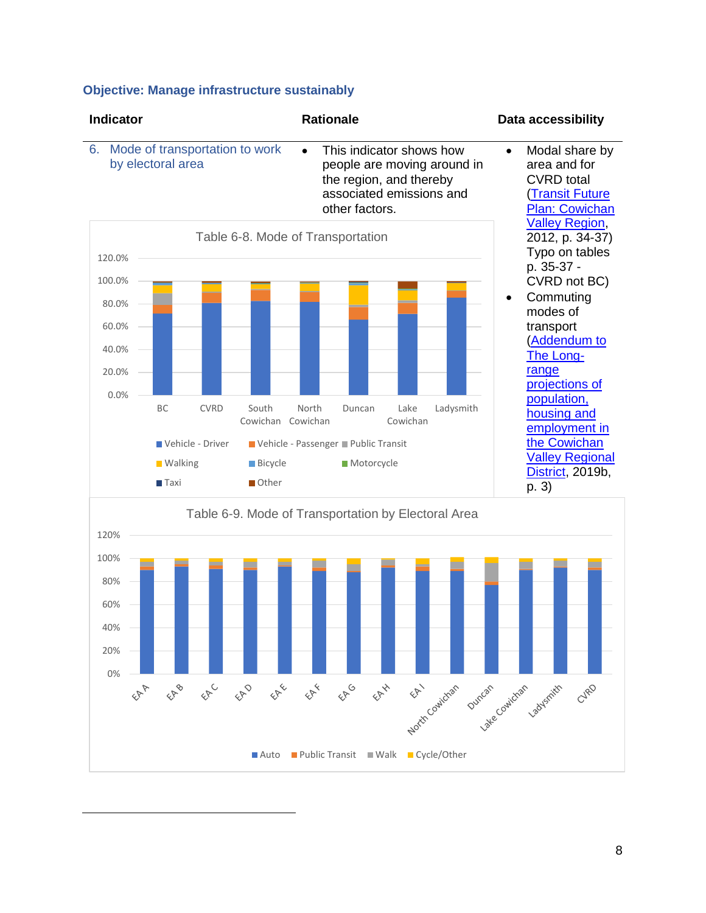### Objective: Manage infrastructure sustainably

| Indicator | Rationale | Data accessibility |
|---|---|---|
| 6. Mode of transportation to work by electoral area | • This indicator shows how people are moving around in the region, and thereby associated emissions and other factors. | • Modal share by area and for CVRD total (Transit Future Plan: Cowichan Valley Region, 2012, p. 34-37) Typo on tables p. 35-37 - CVRD not BC)<br>• Commuting modes of transport (Addendum to The Long-range projections of population, housing and employment in the Cowichan Valley Regional District, 2019b, p. 3) |

Table 6-8. Mode of Transportation

Legend: Vehicle - Driver, Vehicle - Passenger, Public Transit, Walking, Bicycle, Motorcycle, Taxi, Other

Categories: BC, CVRD, South Cowichan, North Cowichan, Duncan, Lake Cowichan, Ladysmith

Table 6-9. Mode of Transportation by Electoral Area

Legend: Auto, Public Transit, Walk, Cycle/Other

Categories: EA A, EA B, EA C, EA D, EA E, EA F, EA G, EA H, EA I, North Cowichan, Duncan, Lake Cowichan, Ladysmith, CVRD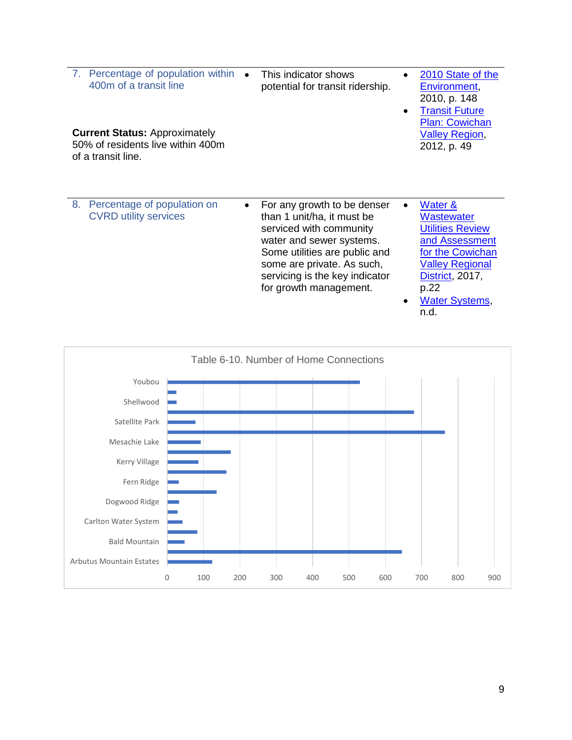| Indicator | Description | Sources |
|---|---|---|
| 7. Percentage of population within 400m of a transit line<br><br>**Current Status:** Approximately 50% of residents live within 400m of a transit line. | • This indicator shows potential for transit ridership. | • [2010 State of the Environment](), 2010, p. 148<br>• [Transit Future Plan: Cowichan Valley Region](), 2012, p. 49 |
| 8. Percentage of population on CVRD utility services | • For any growth to be denser than 1 unit/ha, it must be serviced with community water and sewer systems. Some utilities are public and some are private. As such, servicing is the key indicator for growth management. | • [Water & Wastewater Utilities Review and Assessment for the Cowichan Valley Regional District](), 2017, p.22<br>• [Water Systems](), n.d. |

Table 6-10. Number of Home Connections

| System | Approximate Number of Home Connections |
|---|---|
| Youbou | ~530 |
| | ~25 |
| Shellwood | ~25 |
| | ~680 |
| Satellite Park | ~78 |
| | ~765 |
| Mesachie Lake | ~92 |
| | ~175 |
| Kerry Village | ~86 |
| | ~163 |
| Fern Ridge | ~32 |
| | ~136 |
| Dogwood Ridge | ~33 |
| | ~28 |
| Carlton Water System | ~42 |
| | ~83 |
| Bald Mountain | ~48 |
| | ~647 |
| Arbutus Mountain Estates | ~124 |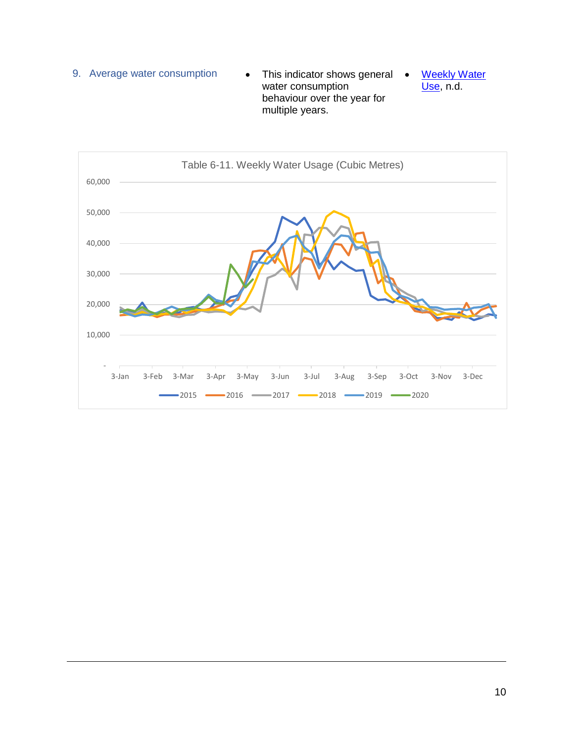| 9. Average water consumption | • This indicator shows general water consumption behaviour over the year for multiple years. | • [Weekly Water Use](), n.d. |
| --- | --- | --- |

Table 6-11. Weekly Water Usage (Cubic Metres)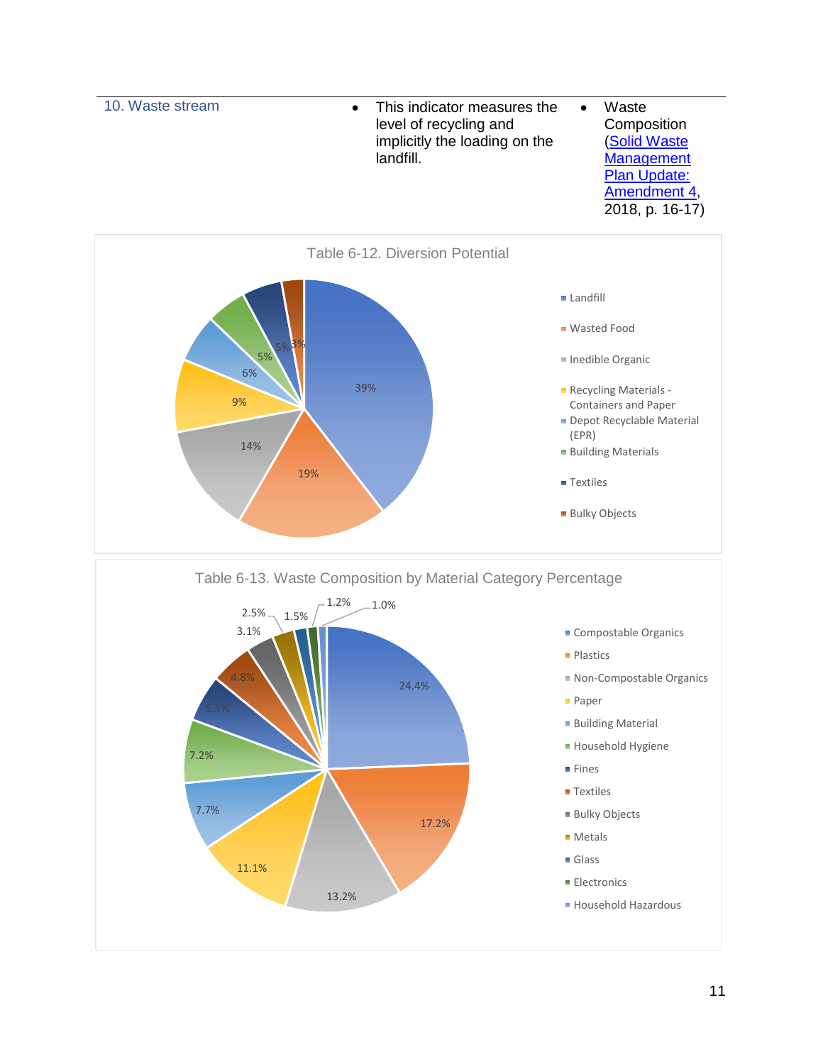| 10. Waste stream | • This indicator measures the level of recycling and implicitly the loading on the landfill. | • Waste Composition (Solid Waste Management Plan Update: Amendment 4, 2018, p. 16-17) |
|---|---|---|

Table 6-12. Diversion Potential

| Category | Percentage |
|---|---|
| Landfill | 39% |
| Wasted Food | 19% |
| Inedible Organic | 14% |
| Recycling Materials - Containers and Paper | 9% |
| Depot Recyclable Material (EPR) | 6% |
| Building Materials | 5% |
| Textiles | 5% |
| Bulky Objects | 3% |

Table 6-13. Waste Composition by Material Category Percentage

| Category | Percentage |
|---|---|
| Compostable Organics | 24.4% |
| Plastics | 17.2% |
| Non-Compostable Organics | 13.2% |
| Paper | 11.1% |
| Building Material | 7.7% |
| Household Hygiene | 7.2% |
| Fines | 5.3% |
| Textiles | 4.8% |
| Bulky Objects | 3.1% |
| Metals | 2.5% |
| Glass | 1.5% |
| Electronics | 1.2% |
| Household Hazardous | 1.0% |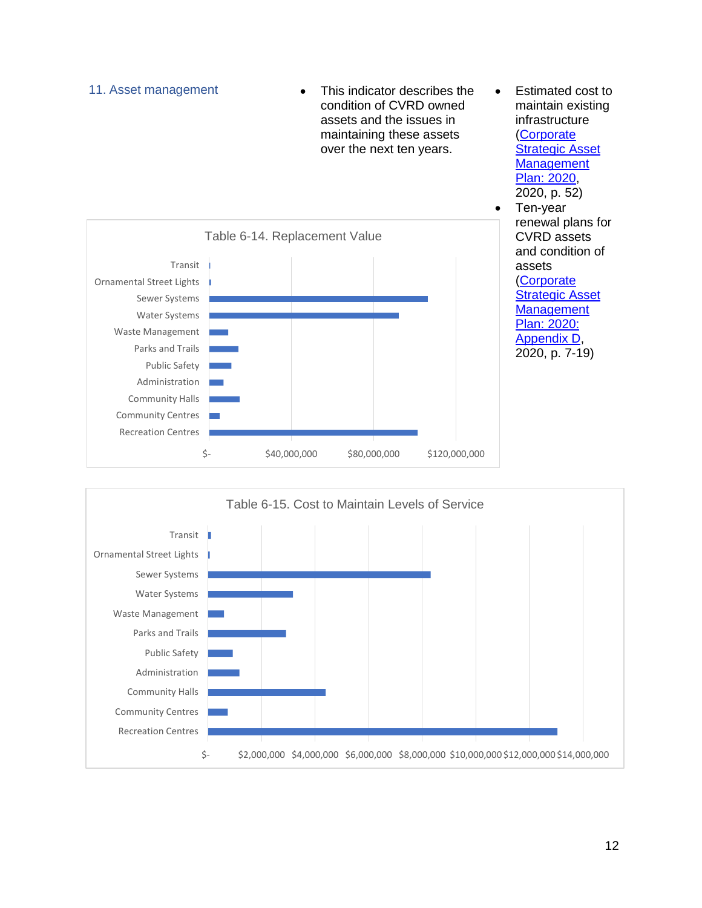## 11. Asset management

- This indicator describes the condition of CVRD owned assets and the issues in maintaining these assets over the next ten years.

- Estimated cost to maintain existing infrastructure (Corporate Strategic Asset Management Plan: 2020, 2020, p. 52)
- Ten-year renewal plans for CVRD assets and condition of assets (Corporate Strategic Asset Management Plan: 2020: Appendix D, 2020, p. 7-19)

Table 6-14. Replacement Value

Table 6-15. Cost to Maintain Levels of Service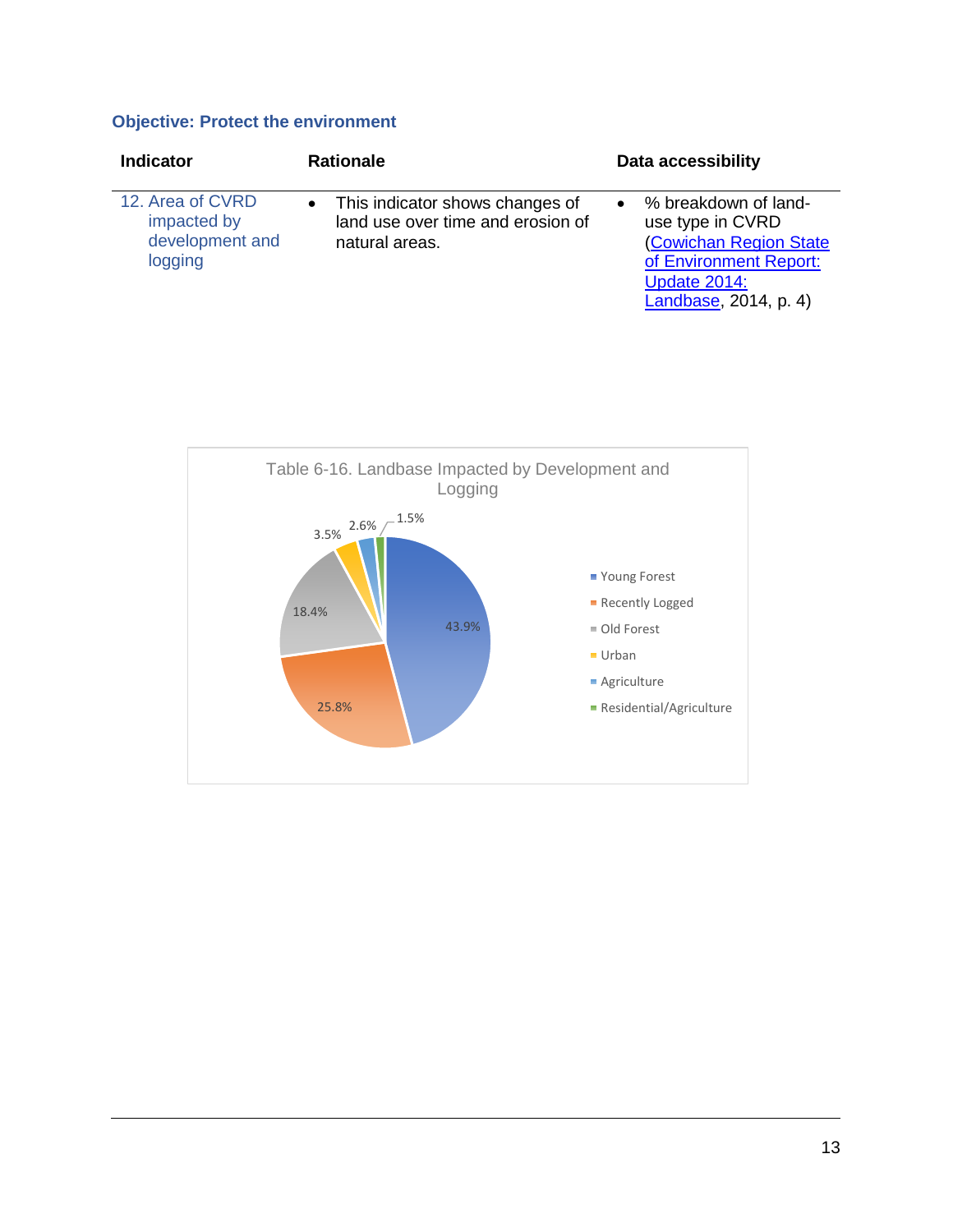### Objective: Protect the environment

| Indicator | Rationale | Data accessibility |
| --- | --- | --- |
| 12. Area of CVRD impacted by development and logging | • This indicator shows changes of land use over time and erosion of natural areas. | • % breakdown of land-use type in CVRD (Cowichan Region State of Environment Report: Update 2014: Landbase, 2014, p. 4) |

Table 6-16. Landbase Impacted by Development and Logging

| Land use type | % |
| --- | --- |
| Young Forest | 43.9% |
| Recently Logged | 25.8% |
| Old Forest | 18.4% |
| Urban | 3.5% |
| Agriculture | 2.6% |
| Residential/Agriculture | 1.5% |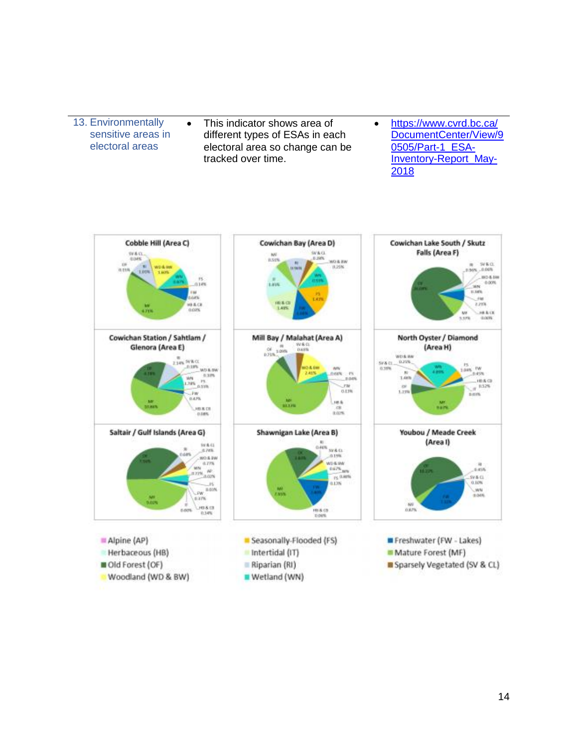| | | |
|---|---|---|
| 13. Environmentally sensitive areas in electoral areas | • This indicator shows area of different types of ESAs in each electoral area so change can be tracked over time. | • https://www.cvrd.bc.ca/DocumentCenter/View/90505/Part-1_ESA-Inventory-Report_May-2018 |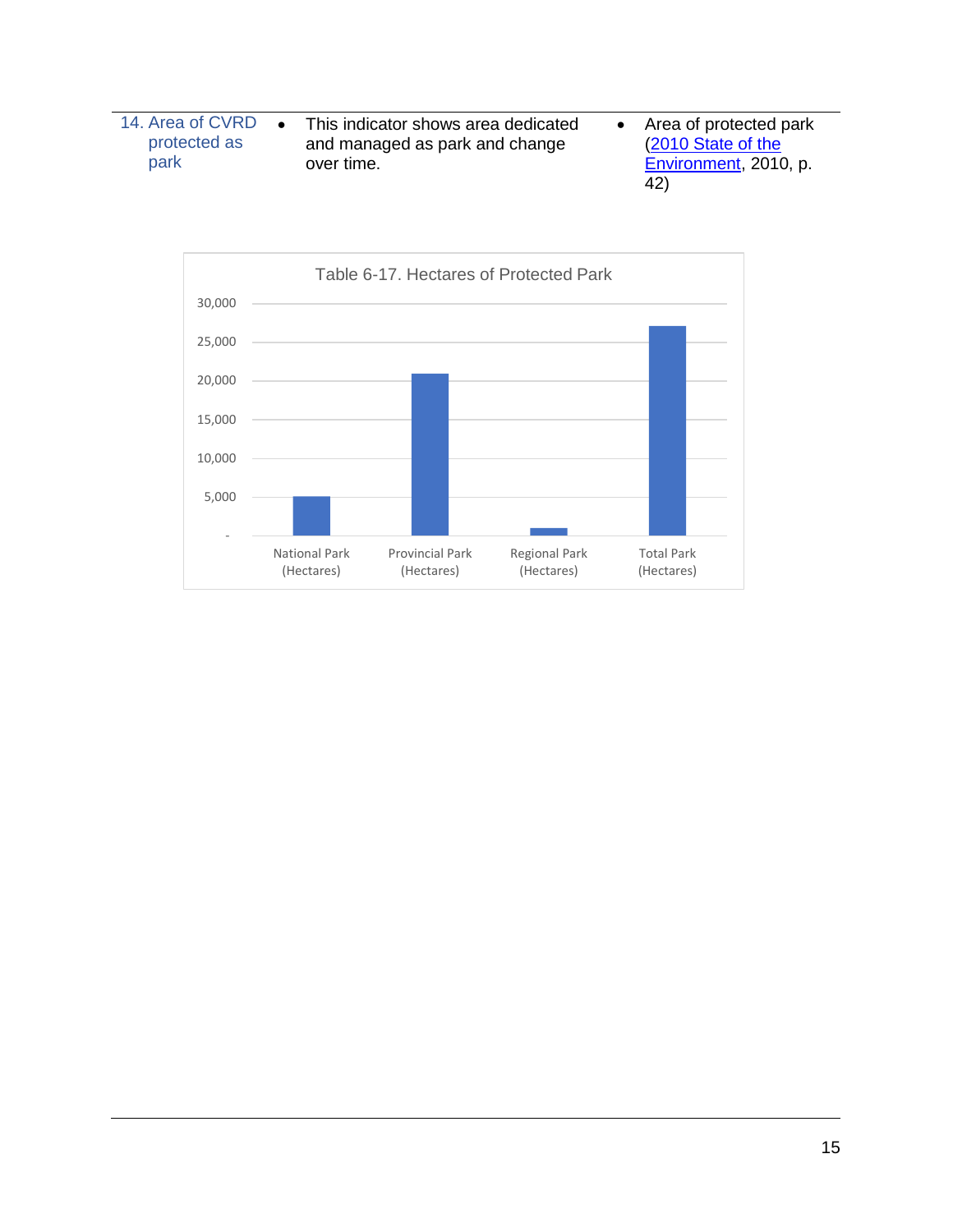| 14. Area of CVRD protected as park | • This indicator shows area dedicated and managed as park and change over time. | • Area of protected park (2010 State of the Environment, 2010, p. 42) |
| --- | --- | --- |

Table 6-17. Hectares of Protected Park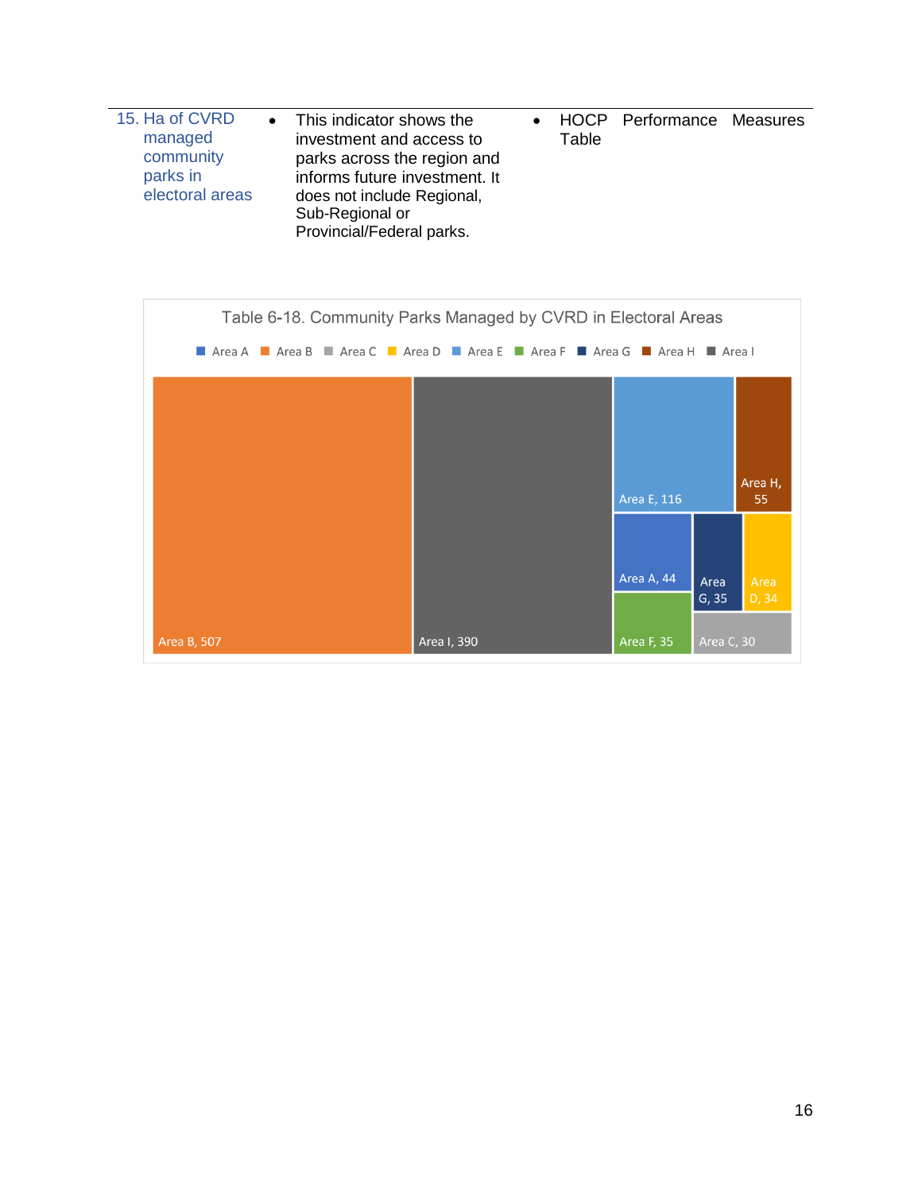| 15. Ha of CVRD managed community parks in electoral areas | • This indicator shows the investment and access to parks across the region and informs future investment. It does not include Regional, Sub-Regional or Provincial/Federal parks. | • HOCP Performance Measures Table |
|---|---|---|

Table 6-18. Community Parks Managed by CVRD in Electoral Areas

| Area | Ha |
|---|---|
| Area B | 507 |
| Area I | 390 |
| Area E | 116 |
| Area H | 55 |
| Area A | 44 |
| Area G | 35 |
| Area D | 34 |
| Area F | 35 |
| Area C | 30 |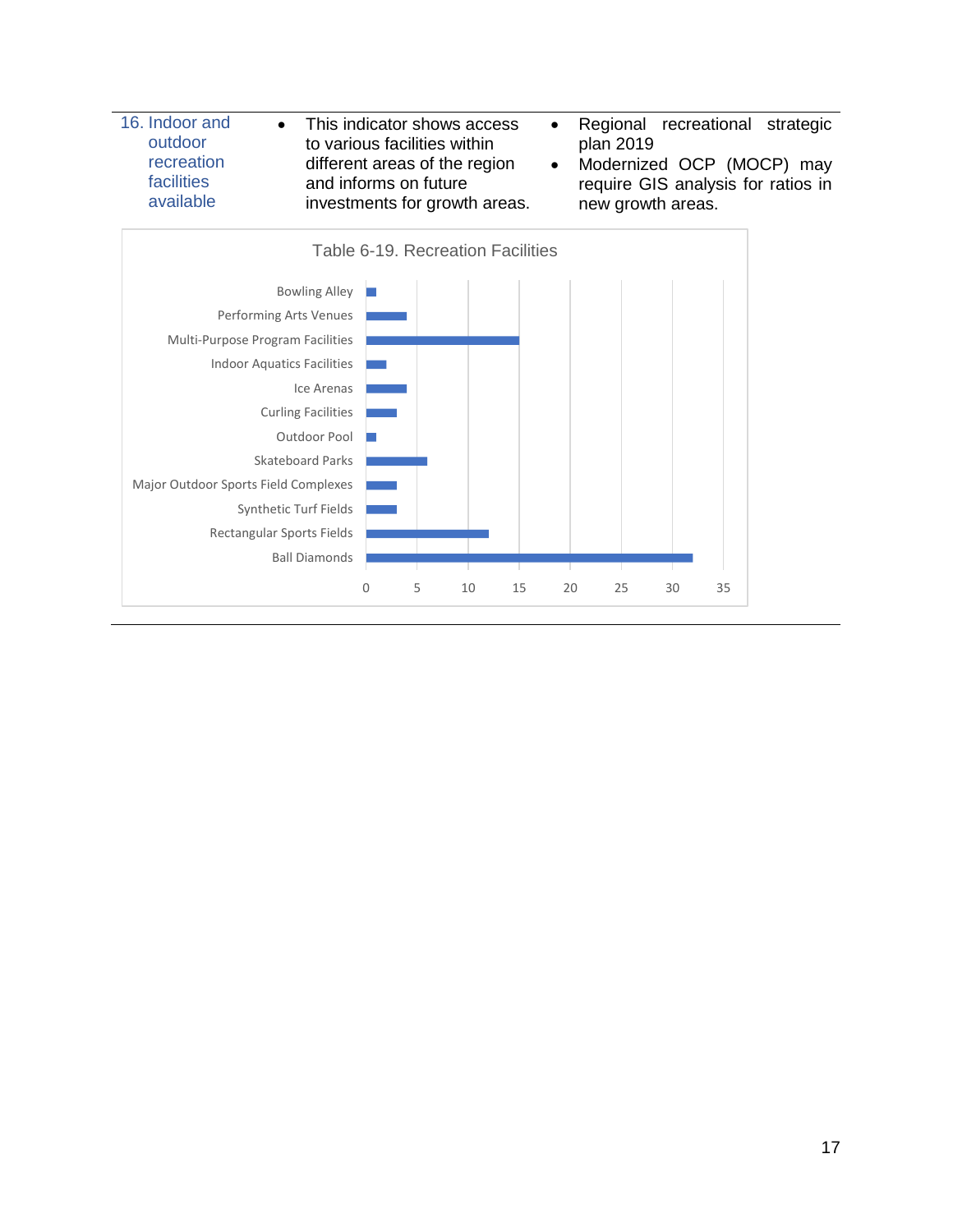| 16. Indoor and outdoor recreation facilities available | • This indicator shows access to various facilities within different areas of the region and informs on future investments for growth areas. | • Regional recreational strategic plan 2019<br>• Modernized OCP (MOCP) may require GIS analysis for ratios in new growth areas. |
|---|---|---|

**Table 6-19. Recreation Facilities**

- Bowling Alley
- Performing Arts Venues
- Multi-Purpose Program Facilities
- Indoor Aquatics Facilities
- Ice Arenas
- Curling Facilities
- Outdoor Pool
- Skateboard Parks
- Major Outdoor Sports Field Complexes
- Synthetic Turf Fields
- Rectangular Sports Fields
- Ball Diamonds

Axis: 0, 5, 10, 15, 20, 25, 30, 35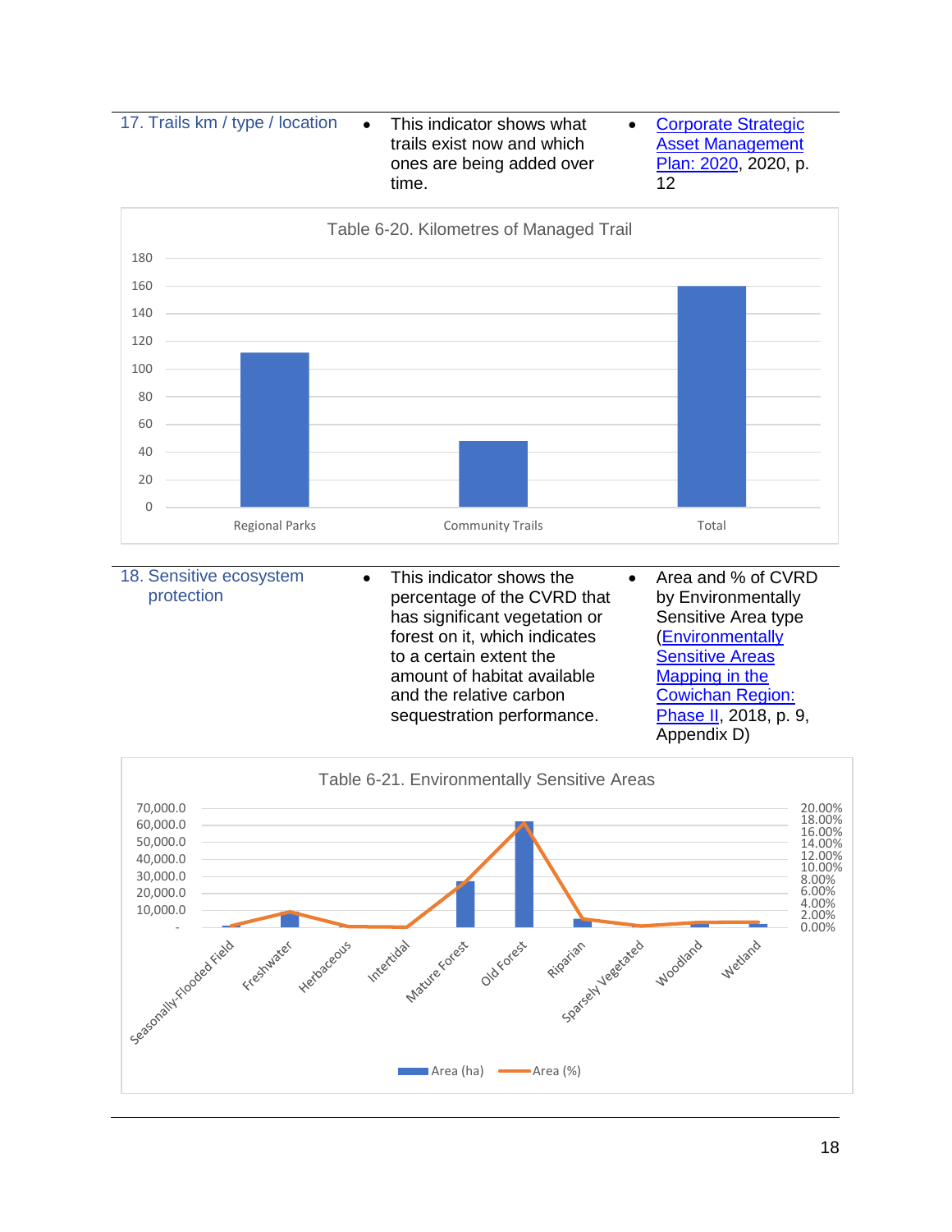| 17. Trails km / type / location | • This indicator shows what trails exist now and which ones are being added over time. | • Corporate Strategic Asset Management Plan: 2020, 2020, p. 12 |
|---|---|---|

Table 6-20. Kilometres of Managed Trail

| 18. Sensitive ecosystem protection | • This indicator shows the percentage of the CVRD that has significant vegetation or forest on it, which indicates to a certain extent the amount of habitat available and the relative carbon sequestration performance. | • Area and % of CVRD by Environmentally Sensitive Area type (Environmentally Sensitive Areas Mapping in the Cowichan Region: Phase II, 2018, p. 9, Appendix D) |
|---|---|---|

Table 6-21. Environmentally Sensitive Areas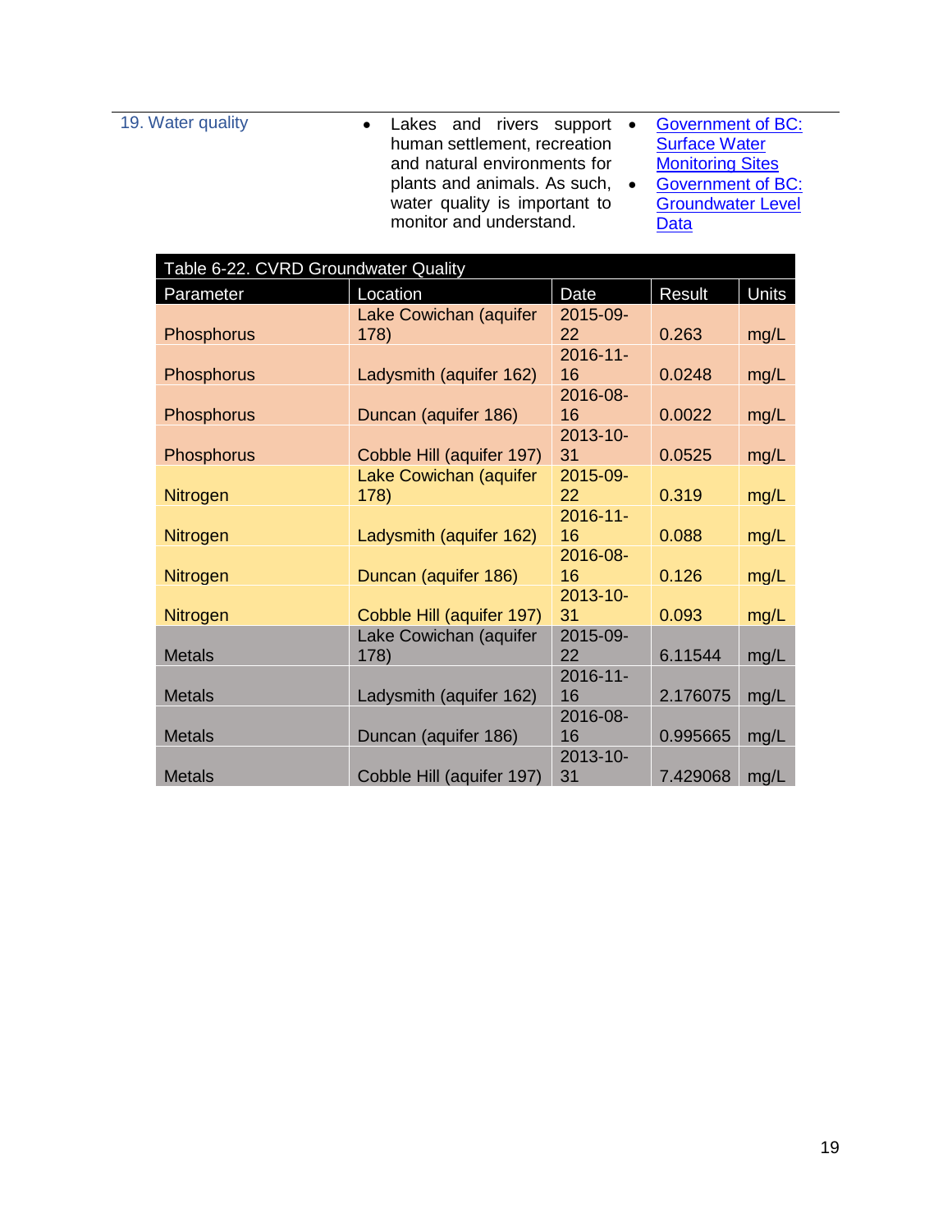| 19. Water quality | • Lakes and rivers support human settlement, recreation and natural environments for plants and animals. As such, water quality is important to monitor and understand. | • Government of BC: Surface Water Monitoring Sites<br>• Government of BC: Groundwater Level Data |
|---|---|---|

**Table 6-22. CVRD Groundwater Quality**

| Parameter | Location | Date | Result | Units |
|---|---|---|---|---|
| Phosphorus | Lake Cowichan (aquifer 178) | 2015-09-22 | 0.263 | mg/L |
| Phosphorus | Ladysmith (aquifer 162) | 2016-11-16 | 0.0248 | mg/L |
| Phosphorus | Duncan (aquifer 186) | 2016-08-16 | 0.0022 | mg/L |
| Phosphorus | Cobble Hill (aquifer 197) | 2013-10-31 | 0.0525 | mg/L |
| Nitrogen | Lake Cowichan (aquifer 178) | 2015-09-22 | 0.319 | mg/L |
| Nitrogen | Ladysmith (aquifer 162) | 2016-11-16 | 0.088 | mg/L |
| Nitrogen | Duncan (aquifer 186) | 2016-08-16 | 0.126 | mg/L |
| Nitrogen | Cobble Hill (aquifer 197) | 2013-10-31 | 0.093 | mg/L |
| Metals | Lake Cowichan (aquifer 178) | 2015-09-22 | 6.11544 | mg/L |
| Metals | Ladysmith (aquifer 162) | 2016-11-16 | 2.176075 | mg/L |
| Metals | Duncan (aquifer 186) | 2016-08-16 | 0.995665 | mg/L |
| Metals | Cobble Hill (aquifer 197) | 2013-10-31 | 7.429068 | mg/L |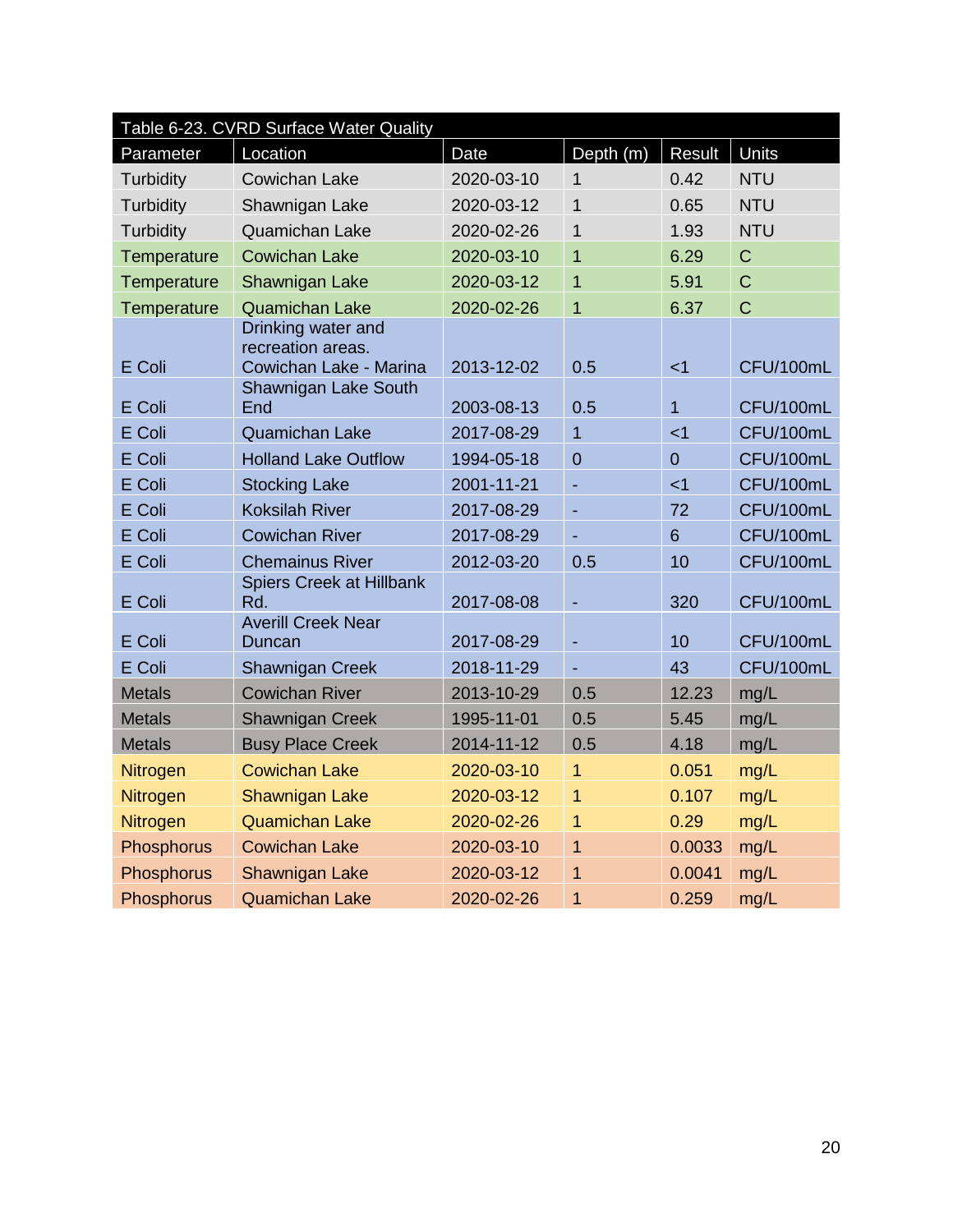Table 6-23. CVRD Surface Water Quality

| Parameter | Location | Date | Depth (m) | Result | Units |
|---|---|---|---|---|---|
| Turbidity | Cowichan Lake | 2020-03-10 | 1 | 0.42 | NTU |
| Turbidity | Shawnigan Lake | 2020-03-12 | 1 | 0.65 | NTU |
| Turbidity | Quamichan Lake | 2020-02-26 | 1 | 1.93 | NTU |
| Temperature | Cowichan Lake | 2020-03-10 | 1 | 6.29 | C |
| Temperature | Shawnigan Lake | 2020-03-12 | 1 | 5.91 | C |
| Temperature | Quamichan Lake | 2020-02-26 | 1 | 6.37 | C |
| E Coli | Drinking water and recreation areas. Cowichan Lake - Marina | 2013-12-02 | 0.5 | <1 | CFU/100mL |
| E Coli | Shawnigan Lake South End | 2003-08-13 | 0.5 | 1 | CFU/100mL |
| E Coli | Quamichan Lake | 2017-08-29 | 1 | <1 | CFU/100mL |
| E Coli | Holland Lake Outflow | 1994-05-18 | 0 | 0 | CFU/100mL |
| E Coli | Stocking Lake | 2001-11-21 | - | <1 | CFU/100mL |
| E Coli | Koksilah River | 2017-08-29 | - | 72 | CFU/100mL |
| E Coli | Cowichan River | 2017-08-29 | - | 6 | CFU/100mL |
| E Coli | Chemainus River | 2012-03-20 | 0.5 | 10 | CFU/100mL |
| E Coli | Spiers Creek at Hillbank Rd. | 2017-08-08 | - | 320 | CFU/100mL |
| E Coli | Averill Creek Near Duncan | 2017-08-29 | - | 10 | CFU/100mL |
| E Coli | Shawnigan Creek | 2018-11-29 | - | 43 | CFU/100mL |
| Metals | Cowichan River | 2013-10-29 | 0.5 | 12.23 | mg/L |
| Metals | Shawnigan Creek | 1995-11-01 | 0.5 | 5.45 | mg/L |
| Metals | Busy Place Creek | 2014-11-12 | 0.5 | 4.18 | mg/L |
| Nitrogen | Cowichan Lake | 2020-03-10 | 1 | 0.051 | mg/L |
| Nitrogen | Shawnigan Lake | 2020-03-12 | 1 | 0.107 | mg/L |
| Nitrogen | Quamichan Lake | 2020-02-26 | 1 | 0.29 | mg/L |
| Phosphorus | Cowichan Lake | 2020-03-10 | 1 | 0.0033 | mg/L |
| Phosphorus | Shawnigan Lake | 2020-03-12 | 1 | 0.0041 | mg/L |
| Phosphorus | Quamichan Lake | 2020-02-26 | 1 | 0.259 | mg/L |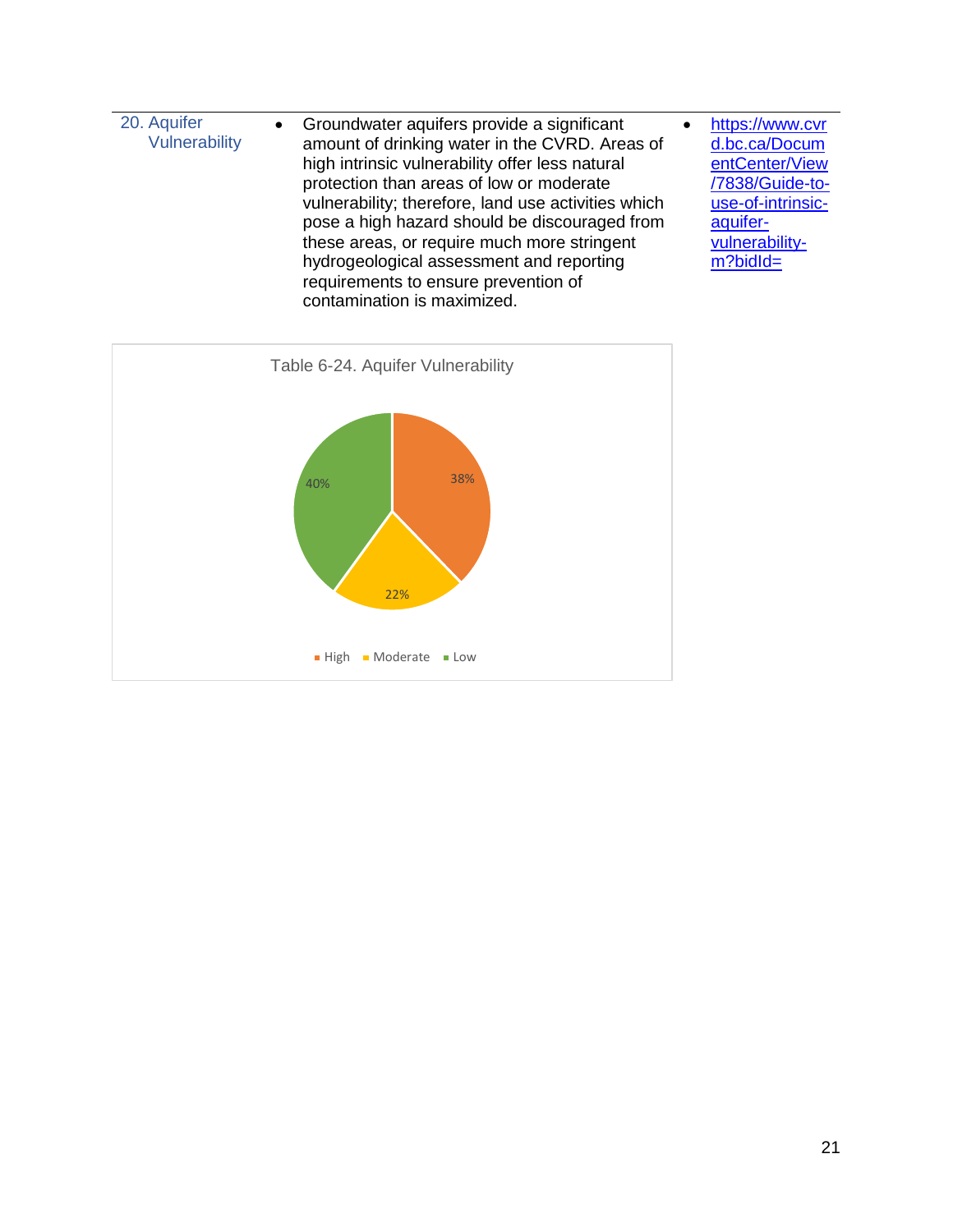| | | |
|---|---|---|
| 20. Aquifer Vulnerability | • Groundwater aquifers provide a significant amount of drinking water in the CVRD. Areas of high intrinsic vulnerability offer less natural protection than areas of low or moderate vulnerability; therefore, land use activities which pose a high hazard should be discouraged from these areas, or require much more stringent hydrogeological assessment and reporting requirements to ensure prevention of contamination is maximized. | • https://www.cvrd.bc.ca/DocumentCenter/View/7838/Guide-to-use-of-intrinsic-aquifer-vulnerability-m?bidId= |

Table 6-24. Aquifer Vulnerability

| Category | Percentage |
|---|---|
| High | 38% |
| Moderate | 22% |
| Low | 40% |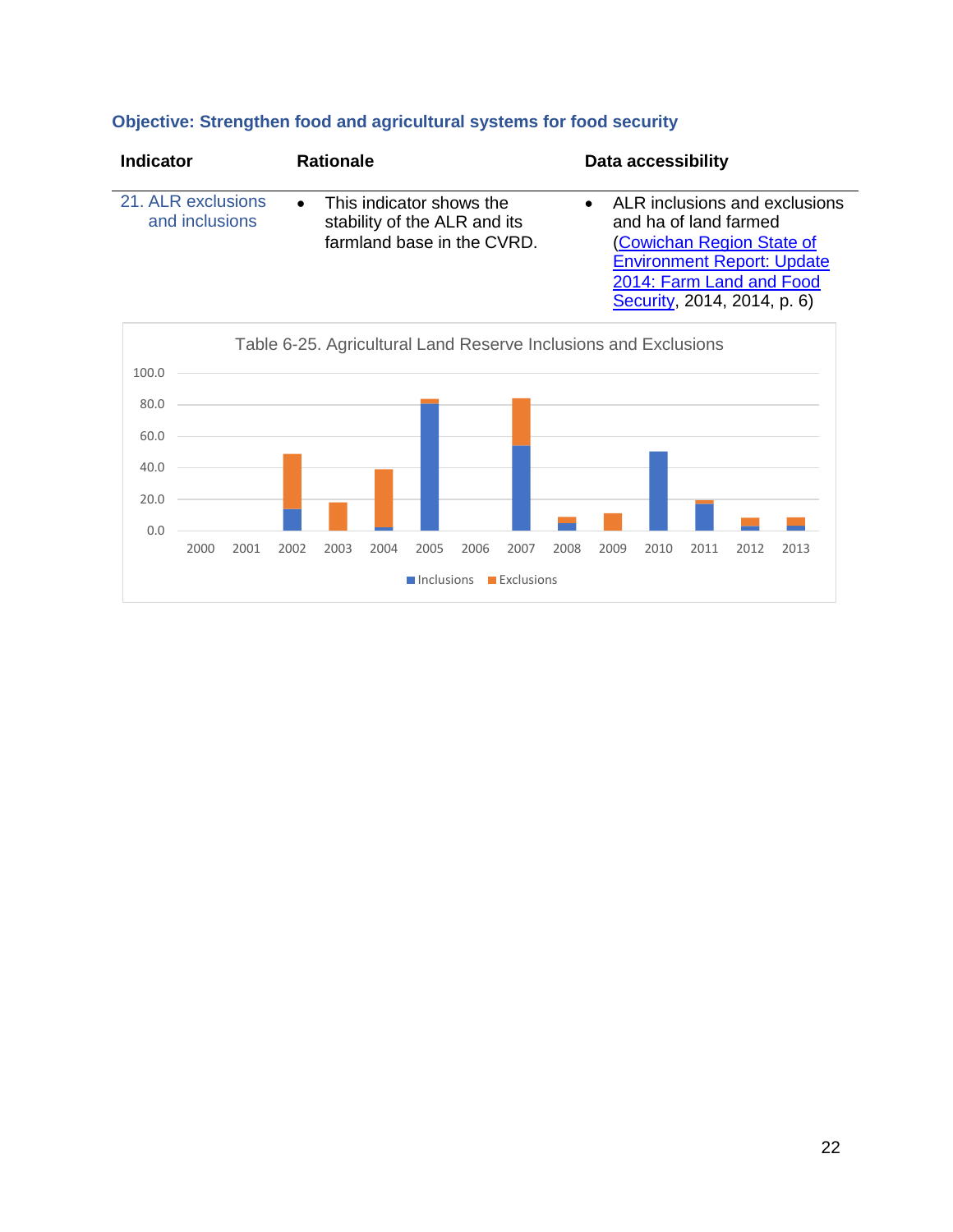### Objective: Strengthen food and agricultural systems for food security

| Indicator | Rationale | Data accessibility |
|---|---|---|
| 21. ALR exclusions and inclusions | • This indicator shows the stability of the ALR and its farmland base in the CVRD. | • ALR inclusions and exclusions and ha of land farmed ([Cowichan Region State of Environment Report: Update 2014: Farm Land and Food Security](), 2014, 2014, p. 6) |

Table 6-25. Agricultural Land Reserve Inclusions and Exclusions

100.0
80.0
60.0
40.0
20.0
0.0

2000 2001 2002 2003 2004 2005 2006 2007 2008 2009 2010 2011 2012 2013

Inclusions Exclusions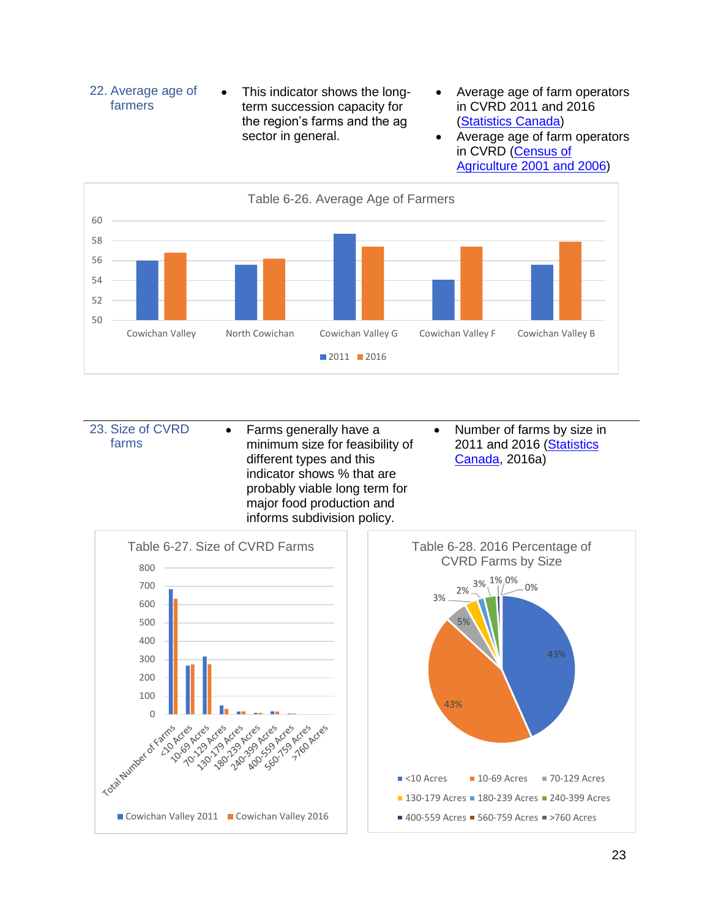| | | |
|---|---|---|
| 22. Average age of farmers | • This indicator shows the long-term succession capacity for the region's farms and the ag sector in general. | • Average age of farm operators in CVRD 2011 and 2016 (Statistics Canada)<br>• Average age of farm operators in CVRD (Census of Agriculture 2001 and 2006) |

Table 6-26. Average Age of Farmers

| | 2011 | 2016 |
|---|---|---|
| Cowichan Valley | 56 | 56.8 |
| North Cowichan | 55.6 | 56.2 |
| Cowichan Valley G | 58.7 | 57.4 |
| Cowichan Valley F | 54.1 | 57.4 |
| Cowichan Valley B | 55.6 | 57.9 |

| | | |
|---|---|---|
| 23. Size of CVRD farms | • Farms generally have a minimum size for feasibility of different types and this indicator shows % that are probably viable long term for major food production and informs subdivision policy. | • Number of farms by size in 2011 and 2016 (Statistics Canada, 2016a) |

Table 6-27. Size of CVRD Farms

| | Cowichan Valley 2011 | Cowichan Valley 2016 |
|---|---|---|
| Total Number of Farms | 683 | 632 |
| <10 Acres | 266 | 272 |
| 10-69 Acres | 316 | 272 |
| 70-129 Acres | 48 | 30 |
| 130-179 Acres | 15 | 17 |
| 180-239 Acres | 10 | 10 |
| 240-399 Acres | 16 | 16 |
| 400-559 Acres | 5 | 5 |
| 560-759 Acres | 0 | 0 |
| >760 Acres | 0 | 0 |

Table 6-28. 2016 Percentage of CVRD Farms by Size

| Size | Percentage |
|---|---|
| <10 Acres | 43% |
| 10-69 Acres | 43% |
| 70-129 Acres | 5% |
| 130-179 Acres | 3% |
| 180-239 Acres | 2% |
| 240-399 Acres | 3% |
| 400-559 Acres | 1% |
| 560-759 Acres | 0% |
| >760 Acres | 0% |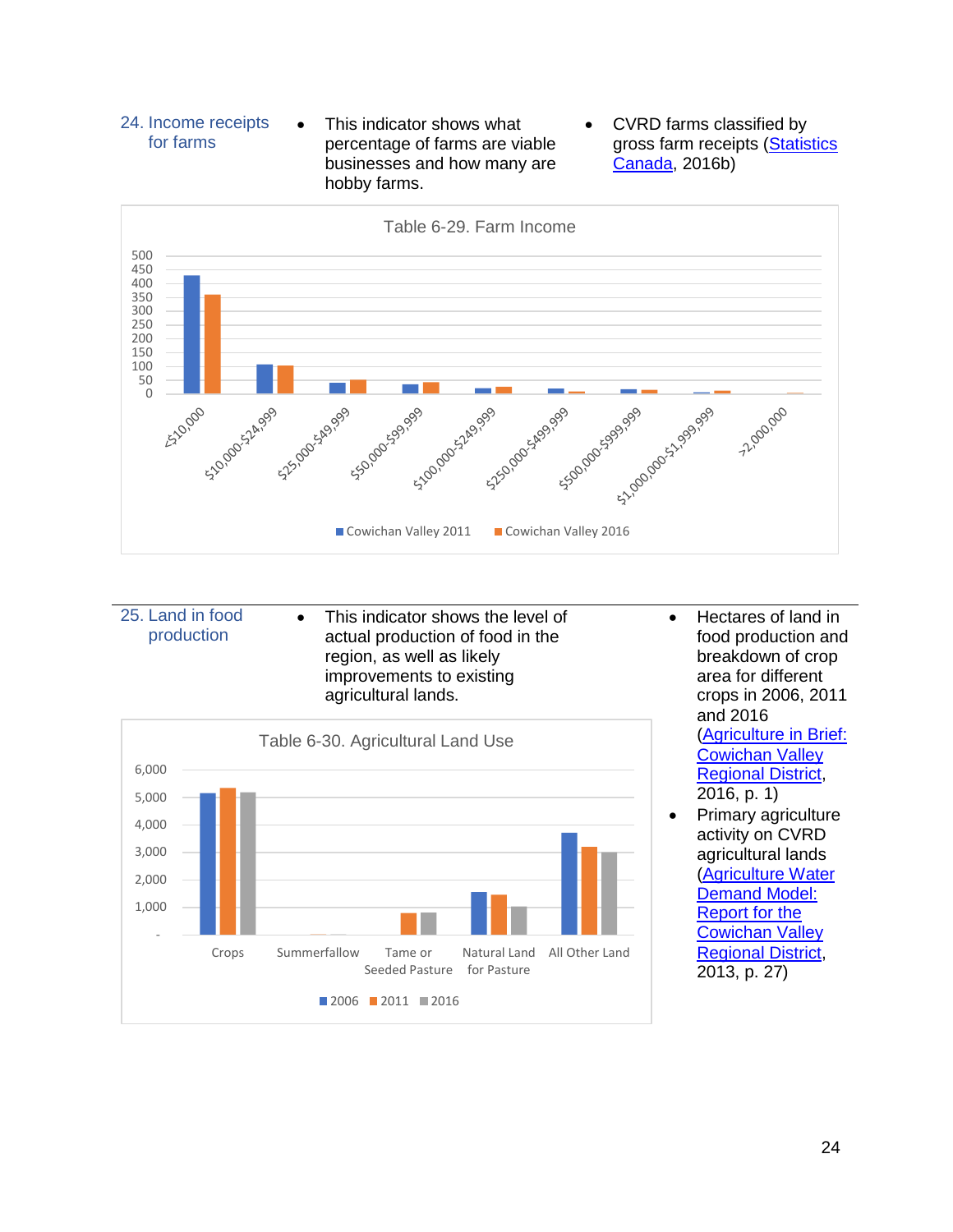24. Income receipts for farms

- This indicator shows what percentage of farms are viable businesses and how many are hobby farms.
- CVRD farms classified by gross farm receipts ([Statistics Canada](), 2016b)

Table 6-29. Farm Income

25. Land in food production

- This indicator shows the level of actual production of food in the region, as well as likely improvements to existing agricultural lands.
- Hectares of land in food production and breakdown of crop area for different crops in 2006, 2011 and 2016 ([Agriculture in Brief: Cowichan Valley Regional District](), 2016, p. 1)
- Primary agriculture activity on CVRD agricultural lands ([Agriculture Water Demand Model: Report for the Cowichan Valley Regional District](), 2013, p. 27)

Table 6-30. Agricultural Land Use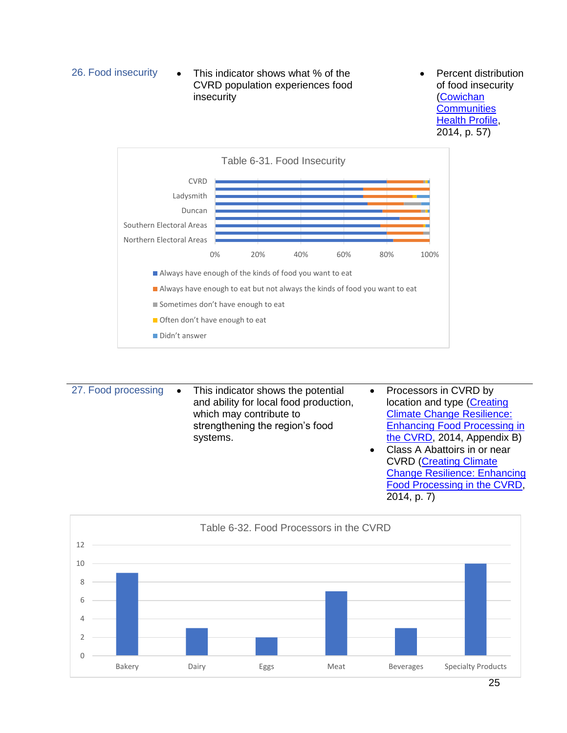| | | |
|---|---|---|
| 26. Food insecurity | • This indicator shows what % of the CVRD population experiences food insecurity | • Percent distribution of food insecurity (Cowichan Communities Health Profile, 2014, p. 57) |

Table 6-31. Food Insecurity

CVRD
Ladysmith
Duncan
Southern Electoral Areas
Northern Electoral Areas

0% 20% 40% 60% 80% 100%

- Always have enough of the kinds of food you want to eat
- Always have enough to eat but not always the kinds of food you want to eat
- Sometimes don't have enough to eat
- Often don't have enough to eat
- Didn't answer

| | | |
|---|---|---|
| 27. Food processing | • This indicator shows the potential and ability for local food production, which may contribute to strengthening the region's food systems. | • Processors in CVRD by location and type (Creating Climate Change Resilience: Enhancing Food Processing in the CVRD, 2014, Appendix B)<br>• Class A Abattoirs in or near CVRD (Creating Climate Change Resilience: Enhancing Food Processing in the CVRD, 2014, p. 7) |

Table 6-32. Food Processors in the CVRD

| Type | Number |
|---|---|
| Bakery | 9 |
| Dairy | 3 |
| Eggs | 2 |
| Meat | 7 |
| Beverages | 3 |
| Specialty Products | 10 |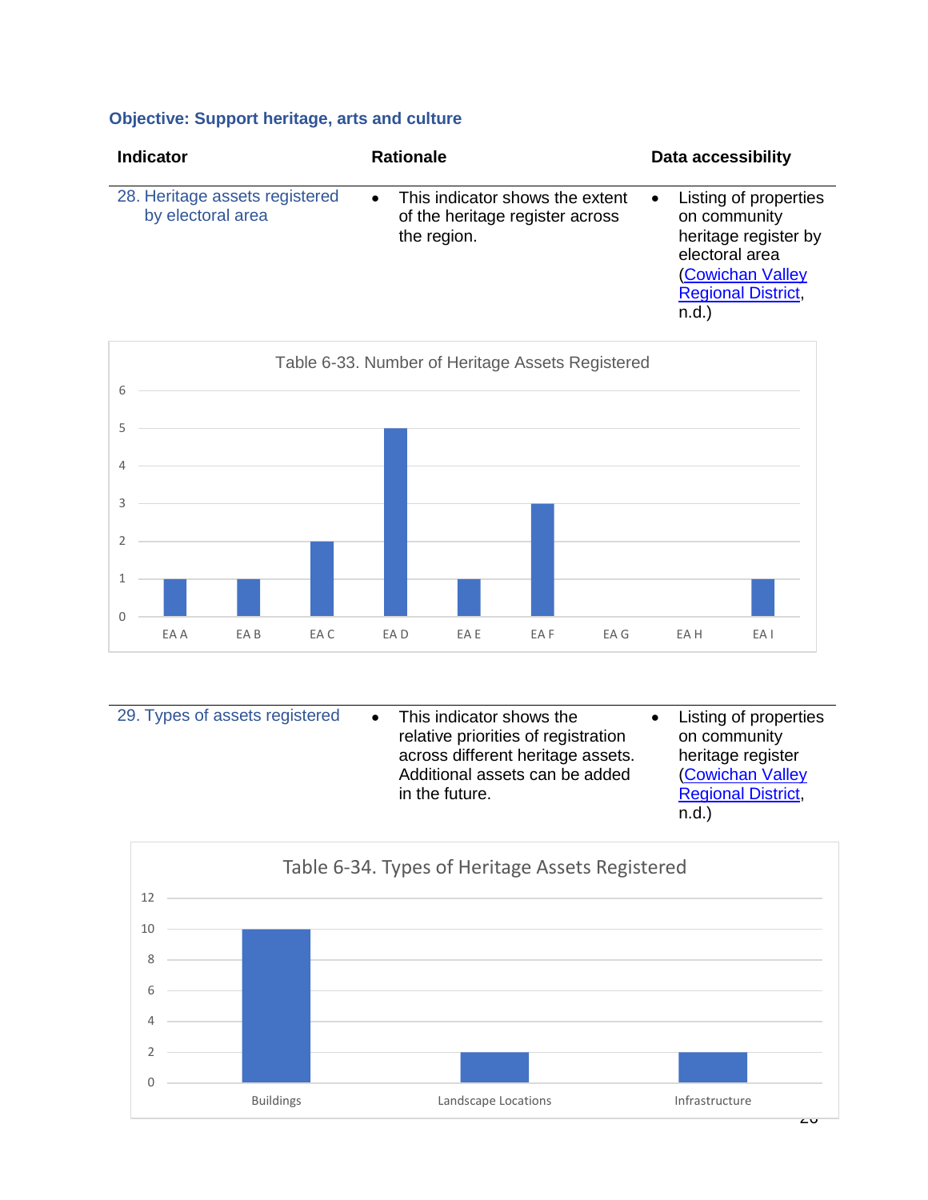### Objective: Support heritage, arts and culture

| Indicator | Rationale | Data accessibility |
|---|---|---|
| 28. Heritage assets registered by electoral area | • This indicator shows the extent of the heritage register across the region. | • Listing of properties on community heritage register by electoral area (Cowichan Valley Regional District, n.d.) |

Table 6-33. Number of Heritage Assets Registered

| Electoral Area | Number |
|---|---|
| EA A | 1 |
| EA B | 1 |
| EA C | 2 |
| EA D | 5 |
| EA E | 1 |
| EA F | 3 |
| EA G | 0 |
| EA H | 0 |
| EA I | 1 |

| Indicator | Rationale | Data accessibility |
|---|---|---|
| 29. Types of assets registered | • This indicator shows the relative priorities of registration across different heritage assets. Additional assets can be added in the future. | • Listing of properties on community heritage register (Cowichan Valley Regional District, n.d.) |

Table 6-34. Types of Heritage Assets Registered

| Type | Number |
|---|---|
| Buildings | 10 |
| Landscape Locations | 2 |
| Infrastructure | 2 |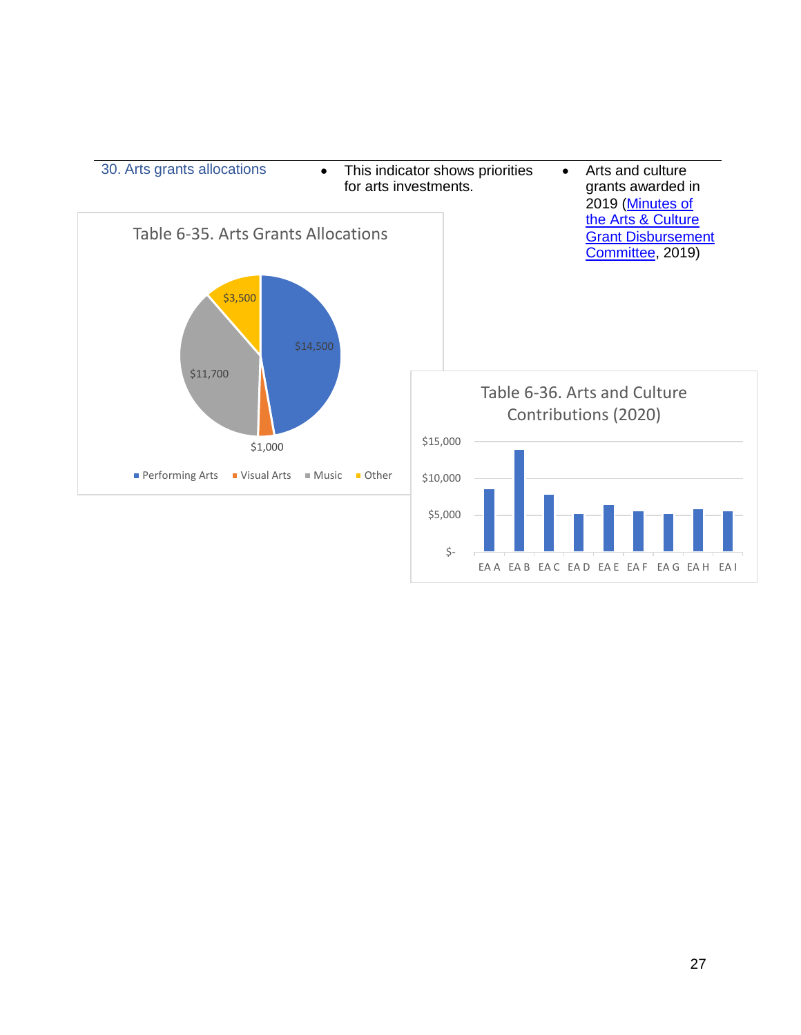| 30. Arts grants allocations | • This indicator shows priorities for arts investments. | • Arts and culture grants awarded in 2019 ([Minutes of the Arts & Culture Grant Disbursement Committee](), 2019) |
| --- | --- | --- |

Table 6-35. Arts Grants Allocations

| Category | Amount |
| --- | --- |
| Performing Arts | $14,500 |
| Visual Arts | $1,000 |
| Music | $11,700 |
| Other | $3,500 |

Table 6-36. Arts and Culture Contributions (2020)

$15,000
$10,000
$5,000
$-

EA A EA B EA C EA D EA E EA F EA G EA H EA I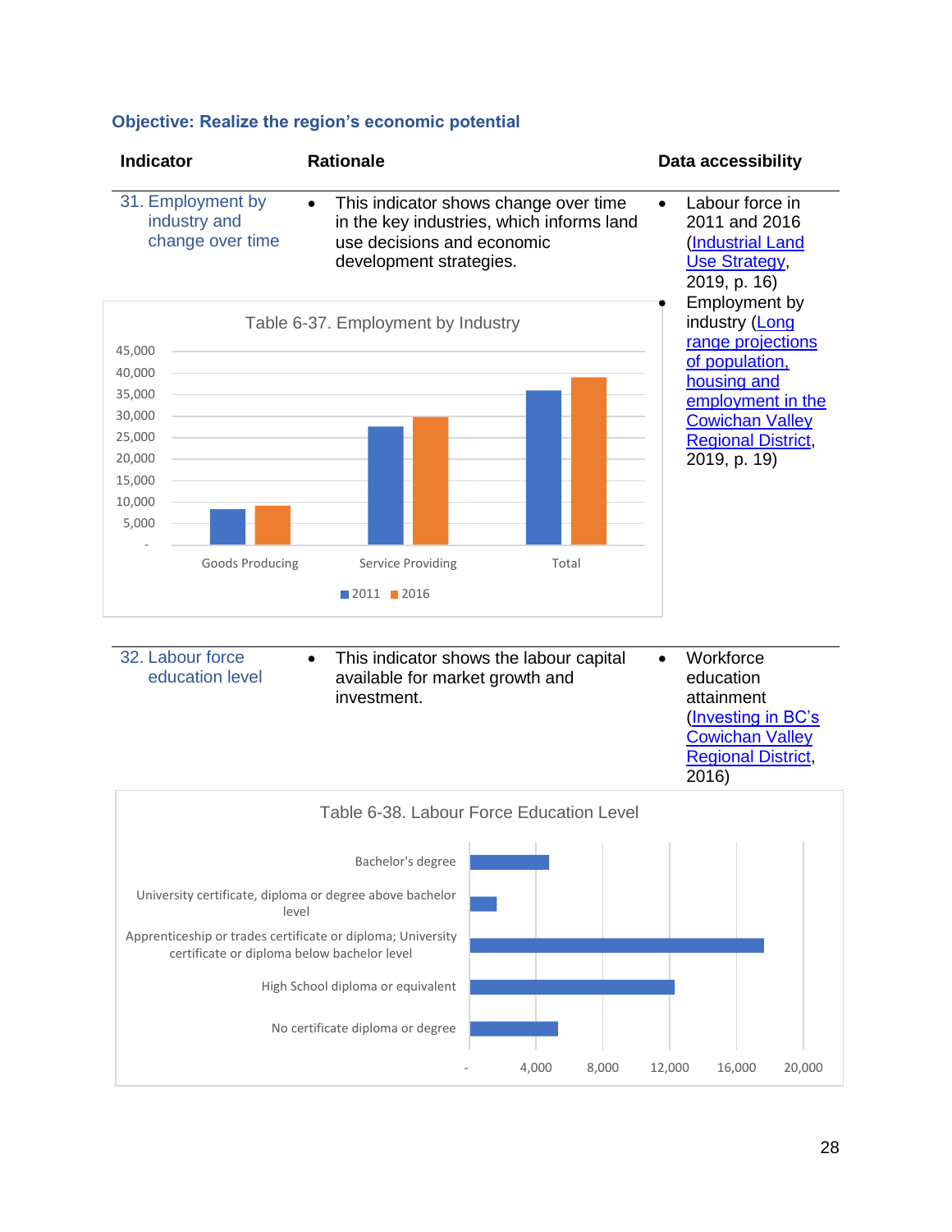### Objective: Realize the region's economic potential

| Indicator | Rationale | Data accessibility |
|---|---|---|
| 31. Employment by industry and change over time | • This indicator shows change over time in the key industries, which informs land use decisions and economic development strategies. | • Labour force in 2011 and 2016 (Industrial Land Use Strategy, 2019, p. 16)<br>• Employment by industry (Long range projections of population, housing and employment in the Cowichan Valley Regional District, 2019, p. 19) |

Table 6-37. Employment by Industry

| | 2011 | 2016 |
|---|---|---|
| Goods Producing | | |
| Service Providing | | |
| Total | | |

| Indicator | Rationale | Data accessibility |
|---|---|---|
| 32. Labour force education level | • This indicator shows the labour capital available for market growth and investment. | • Workforce education attainment (Investing in BC's Cowichan Valley Regional District, 2016) |

Table 6-38. Labour Force Education Level

- Bachelor's degree
- University certificate, diploma or degree above bachelor level
- Apprenticeship or trades certificate or diploma; University certificate or diploma below bachelor level
- High School diploma or equivalent
- No certificate diploma or degree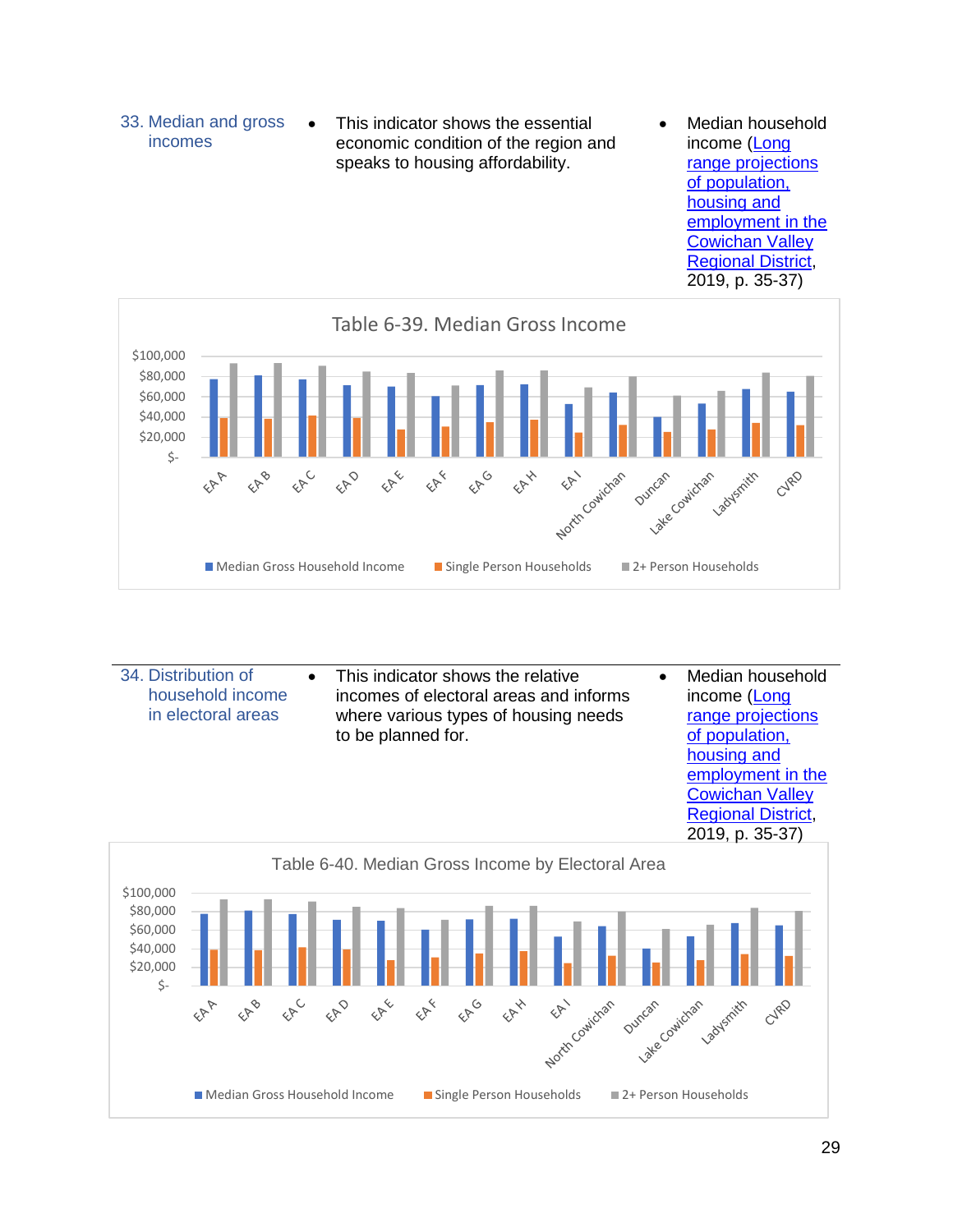| | | |
|---|---|---|
| 33. Median and gross incomes | • This indicator shows the essential economic condition of the region and speaks to housing affordability. | • Median household income (Long range projections of population, housing and employment in the Cowichan Valley Regional District, 2019, p. 35-37) |

Table 6-39. Median Gross Income

| | | |
|---|---|---|
| 34. Distribution of household income in electoral areas | • This indicator shows the relative incomes of electoral areas and informs where various types of housing needs to be planned for. | • Median household income (Long range projections of population, housing and employment in the Cowichan Valley Regional District, 2019, p. 35-37) |

Table 6-40. Median Gross Income by Electoral Area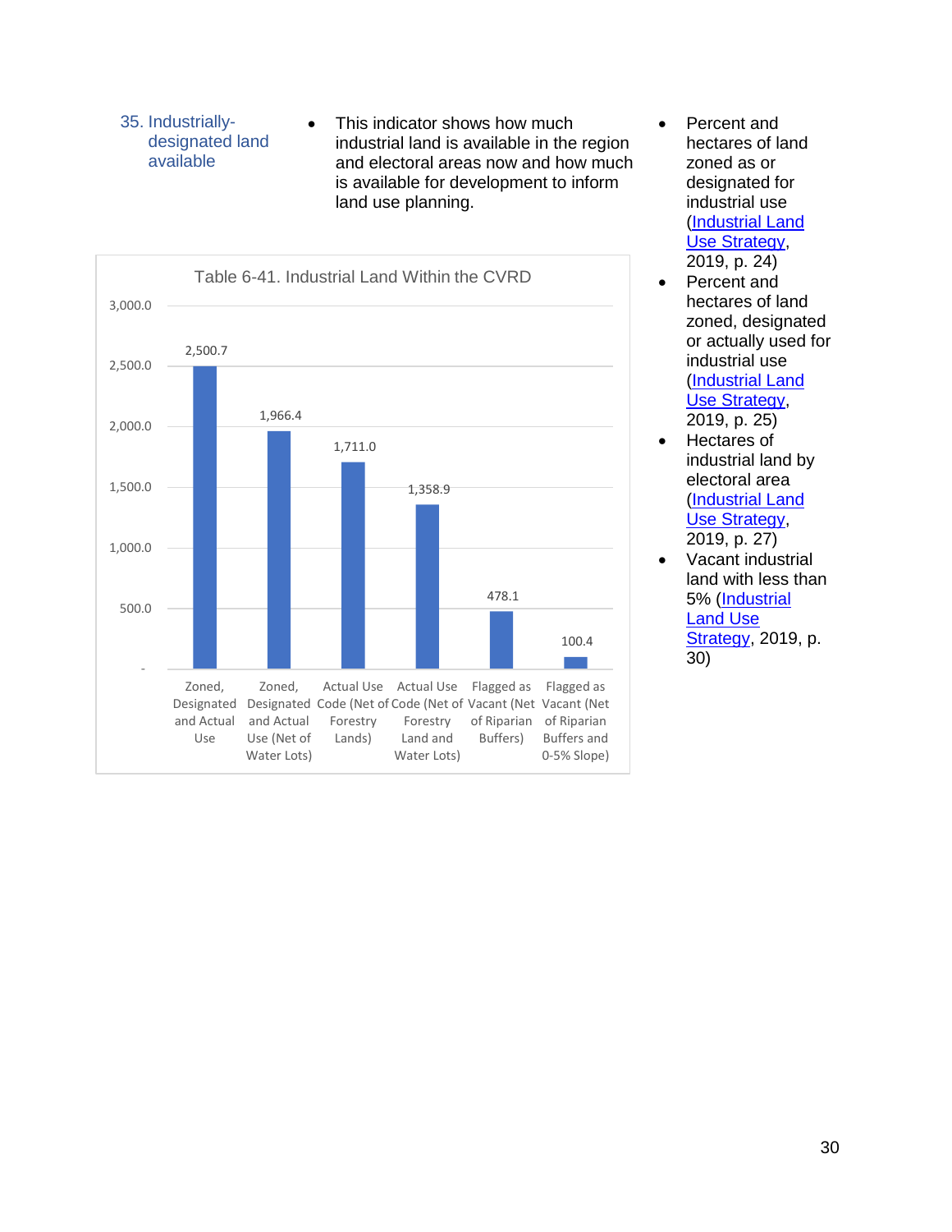35. Industrially-designated land available

- This indicator shows how much industrial land is available in the region and electoral areas now and how much is available for development to inform land use planning.

Table 6-41. Industrial Land Within the CVRD

| Category | Hectares |
| --- | --- |
| Zoned, Designated and Actual Use | 2,500.7 |
| Zoned, Designated and Actual Use (Net of Water Lots) | 1,966.4 |
| Actual Use Code (Net of Forestry Lands) | 1,711.0 |
| Actual Use Code (Net of Forestry Land and Water Lots) | 1,358.9 |
| Flagged as Vacant (Net of Riparian Buffers) | 478.1 |
| Flagged as Vacant (Net of Riparian Buffers and 0-5% Slope) | 100.4 |

- Percent and hectares of land zoned as or designated for industrial use (Industrial Land Use Strategy, 2019, p. 24)
- Percent and hectares of land zoned, designated or actually used for industrial use (Industrial Land Use Strategy, 2019, p. 25)
- Hectares of industrial land by electoral area (Industrial Land Use Strategy, 2019, p. 27)
- Vacant industrial land with less than 5% (Industrial Land Use Strategy, 2019, p. 30)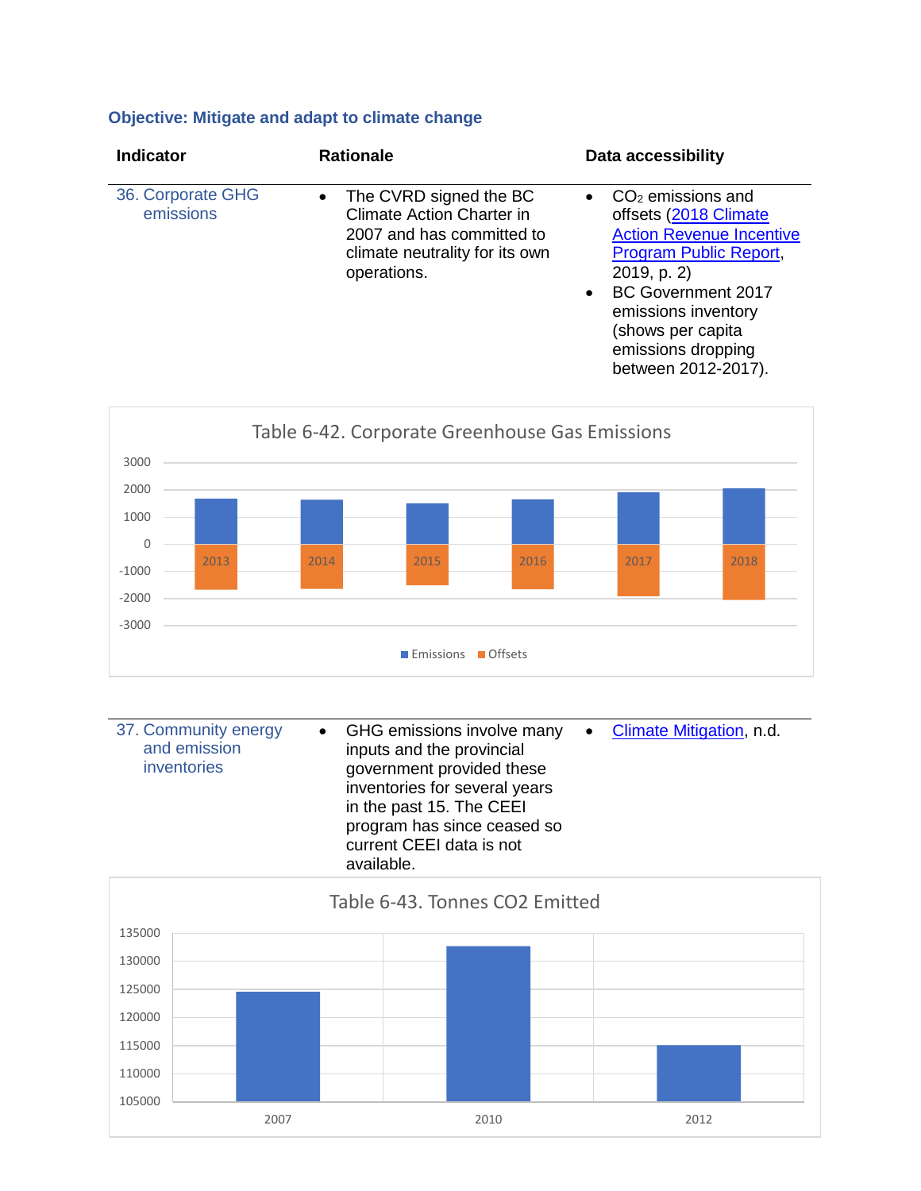### Objective: Mitigate and adapt to climate change

| Indicator | Rationale | Data accessibility |
|---|---|---|
| 36. Corporate GHG emissions | • The CVRD signed the BC Climate Action Charter in 2007 and has committed to climate neutrality for its own operations. | • $CO_2$ emissions and offsets (2018 Climate Action Revenue Incentive Program Public Report, 2019, p. 2)<br>• BC Government 2017 emissions inventory (shows per capita emissions dropping between 2012-2017). |

Table 6-42. Corporate Greenhouse Gas Emissions

| Indicator | Rationale | Data accessibility |
|---|---|---|
| 37. Community energy and emission inventories | • GHG emissions involve many inputs and the provincial government provided these inventories for several years in the past 15. The CEEI program has since ceased so current CEEI data is not available. | • Climate Mitigation, n.d. |

Table 6-43. Tonnes CO2 Emitted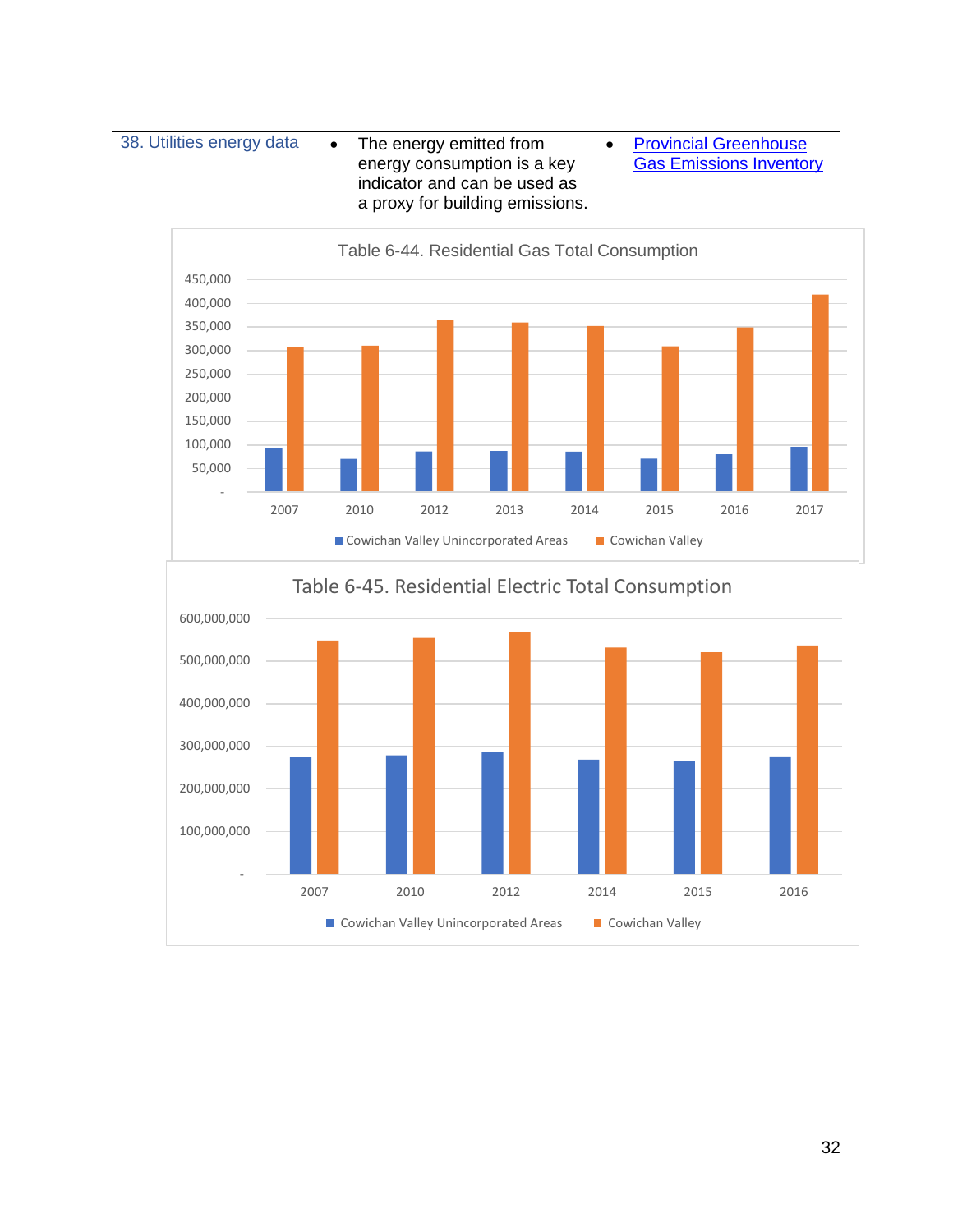| 38. Utilities energy data | • The energy emitted from energy consumption is a key indicator and can be used as a proxy for building emissions. | • [Provincial Greenhouse Gas Emissions Inventory]() |
|---|---|---|

Table 6-44. Residential Gas Total Consumption

Legend: Cowichan Valley Unincorporated Areas; Cowichan Valley

Years: 2007, 2010, 2012, 2013, 2014, 2015, 2016, 2017

Table 6-45. Residential Electric Total Consumption

Legend: Cowichan Valley Unincorporated Areas; Cowichan Valley

Years: 2007, 2010, 2012, 2014, 2015, 2016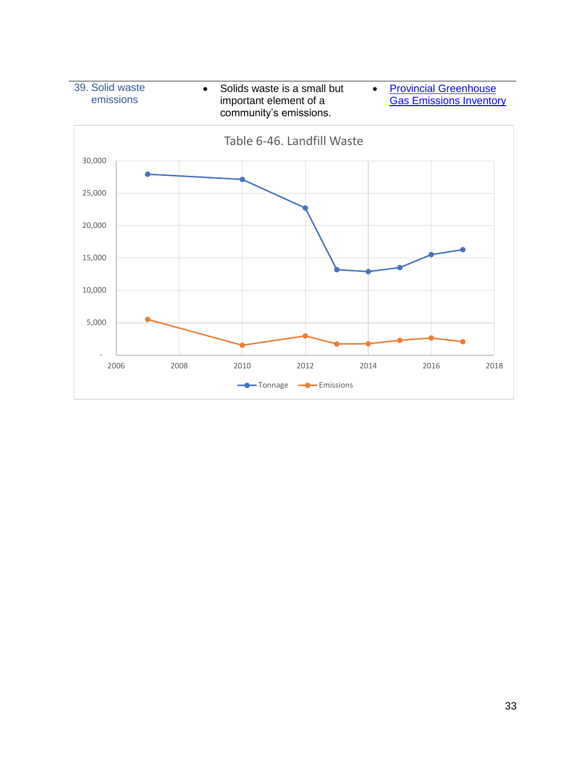| | | |
|---|---|---|
| 39. Solid waste emissions | • Solids waste is a small but important element of a community's emissions. | • [Provincial Greenhouse Gas Emissions Inventory]() |

Table 6-46. Landfill Waste

30,000
25,000
20,000
15,000
10,000
5,000
-

2006
2008
2010
2012
2014
2016
2018

Tonnage
Emissions